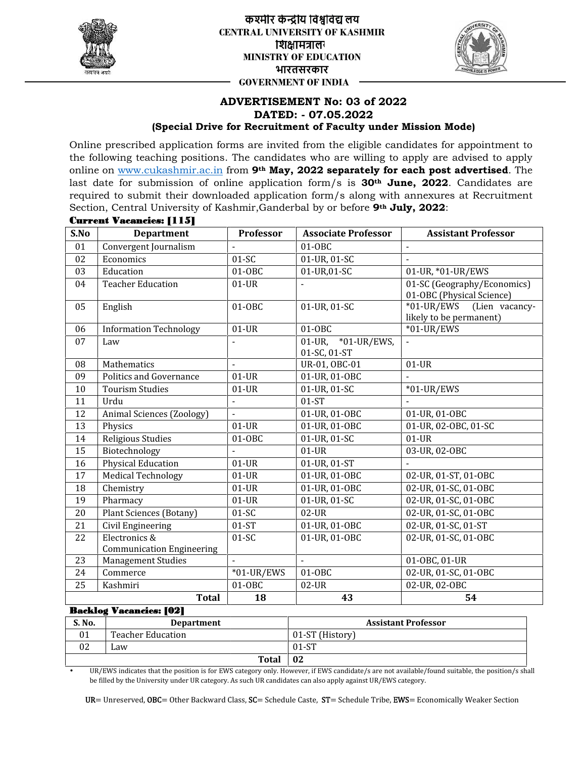कश्मीर केन्द्रीय विश्वविद्यालय
**CENTRAL UNIVERSITY OF KASHMIR**
शिक्षामंत्रालय
**MINISTRY OF EDUCATION**
भारतसरकार
**GOVERNMENT OF INDIA**

## ADVERTISEMENT No: 03 of 2022
## DATED: - 07.05.2022
### (Special Drive for Recruitment of Faculty under Mission Mode)

Online prescribed application forms are invited from the eligible candidates for appointment to the following teaching positions. The candidates who are willing to apply are advised to apply online on www.cukashmir.ac.in from **9th May, 2022 separately for each post advertised**. The last date for submission of online application form/s is **30th June, 2022**. Candidates are required to submit their downloaded application form/s along with annexures at Recruitment Section, Central University of Kashmir,Ganderbal by or before **9th July, 2022**:

**Current Vacancies: [115]**

| S.No | Department | Professor | Associate Professor | Assistant Professor |
|---|---|---|---|---|
| 01 | Convergent Journalism | - | 01-OBC | - |
| 02 | Economics | 01-SC | 01-UR, 01-SC | - |
| 03 | Education | 01-OBC | 01-UR,01-SC | 01-UR, *01-UR/EWS |
| 04 | Teacher Education | 01-UR | - | 01-SC (Geography/Economics) 01-OBC (Physical Science) |
| 05 | English | 01-OBC | 01-UR, 01-SC | *01-UR/EWS (Lien vacancy-likely to be permanent) |
| 06 | Information Technology | 01-UR | 01-OBC | *01-UR/EWS |
| 07 | Law | - | 01-UR, *01-UR/EWS, 01-SC, 01-ST | - |
| 08 | Mathematics | - | UR-01, OBC-01 | 01-UR |
| 09 | Politics and Governance | 01-UR | 01-UR, 01-OBC | - |
| 10 | Tourism Studies | 01-UR | 01-UR, 01-SC | *01-UR/EWS |
| 11 | Urdu | - | 01-ST | - |
| 12 | Animal Sciences (Zoology) | - | 01-UR, 01-OBC | 01-UR, 01-OBC |
| 13 | Physics | 01-UR | 01-UR, 01-OBC | 01-UR, 02-OBC, 01-SC |
| 14 | Religious Studies | 01-OBC | 01-UR, 01-SC | 01-UR |
| 15 | Biotechnology | - | 01-UR | 03-UR, 02-OBC |
| 16 | Physical Education | 01-UR | 01-UR, 01-ST | - |
| 17 | Medical Technology | 01-UR | 01-UR, 01-OBC | 02-UR, 01-ST, 01-OBC |
| 18 | Chemistry | 01-UR | 01-UR, 01-OBC | 02-UR, 01-SC, 01-OBC |
| 19 | Pharmacy | 01-UR | 01-UR, 01-SC | 02-UR, 01-SC, 01-OBC |
| 20 | Plant Sciences (Botany) | 01-SC | 02-UR | 02-UR, 01-SC, 01-OBC |
| 21 | Civil Engineering | 01-ST | 01-UR, 01-OBC | 02-UR, 01-SC, 01-ST |
| 22 | Electronics & Communication Engineering | 01-SC | 01-UR, 01-OBC | 02-UR, 01-SC, 01-OBC |
| 23 | Management Studies | - | - | 01-OBC, 01-UR |
| 24 | Commerce | *01-UR/EWS | 01-OBC | 02-UR, 01-SC, 01-OBC |
| 25 | Kashmiri | 01-OBC | 02-UR | 02-UR, 02-OBC |
| | **Total** | **18** | **43** | **54** |

**Backlog Vacancies: [02]**

| S. No. | Department | Assistant Professor |
|---|---|---|
| 01 | Teacher Education | 01-ST (History) |
| 02 | Law | 01-ST |
| | **Total** | **02** |

- UR/EWS indicates that the position is for EWS category only. However, if EWS candidate/s are not available/found suitable, the position/s shall be filled by the University under UR category. As such UR candidates can also apply against UR/EWS category.

**UR**= Unreserved, **OBC**= Other Backward Class, **SC**= Schedule Caste, **ST**= Schedule Tribe, **EWS**= Economically Weaker Section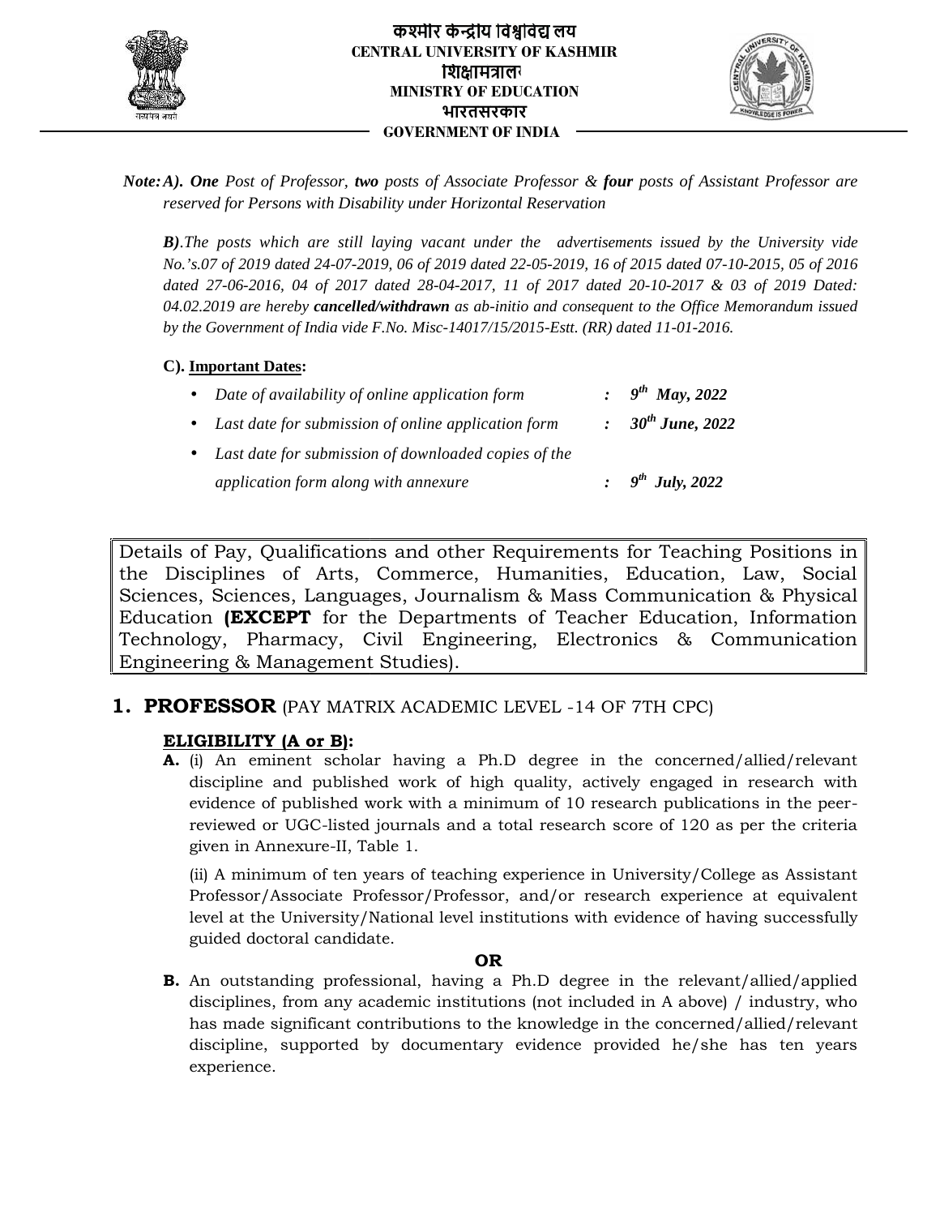**Note:** ***A). One*** *Post of Professor,* ***two*** *posts of Associate Professor &* ***four*** *posts of Assistant Professor are reserved for Persons with Disability under Horizontal Reservation*

***B)****.The posts which are still laying vacant under the advertisements issued by the University vide No.'s.07 of 2019 dated 24-07-2019, 06 of 2019 dated 22-05-2019, 16 of 2015 dated 07-10-2015, 05 of 2016 dated 27-06-2016, 04 of 2017 dated 28-04-2017, 11 of 2017 dated 20-10-2017 & 03 of 2019 Dated: 04.02.2019 are hereby* ***cancelled/withdrawn*** *as ab-initio and consequent to the Office Memorandum issued by the Government of India vide F.No. Misc-14017/15/2015-Estt. (RR) dated 11-01-2016.*

**C). Important Dates:**

- *Date of availability of online application form* : ***9th May, 2022***
- *Last date for submission of online application form* : ***30th June, 2022***
- *Last date for submission of downloaded copies of the application form along with annexure* : ***9th July, 2022***

Details of Pay, Qualifications and other Requirements for Teaching Positions in the Disciplines of Arts, Commerce, Humanities, Education, Law, Social Sciences, Sciences, Languages, Journalism & Mass Communication & Physical Education **(EXCEPT** for the Departments of Teacher Education, Information Technology, Pharmacy, Civil Engineering, Electronics & Communication Engineering & Management Studies).

## 1. PROFESSOR (PAY MATRIX ACADEMIC LEVEL -14 OF 7TH CPC)

**ELIGIBILITY (A or B):**

**A.** (i) An eminent scholar having a Ph.D degree in the concerned/allied/relevant discipline and published work of high quality, actively engaged in research with evidence of published work with a minimum of 10 research publications in the peer-reviewed or UGC-listed journals and a total research score of 120 as per the criteria given in Annexure-II, Table 1.

(ii) A minimum of ten years of teaching experience in University/College as Assistant Professor/Associate Professor/Professor, and/or research experience at equivalent level at the University/National level institutions with evidence of having successfully guided doctoral candidate.

**OR**

**B.** An outstanding professional, having a Ph.D degree in the relevant/allied/applied disciplines, from any academic institutions (not included in A above) / industry, who has made significant contributions to the knowledge in the concerned/allied/relevant discipline, supported by documentary evidence provided he/she has ten years experience.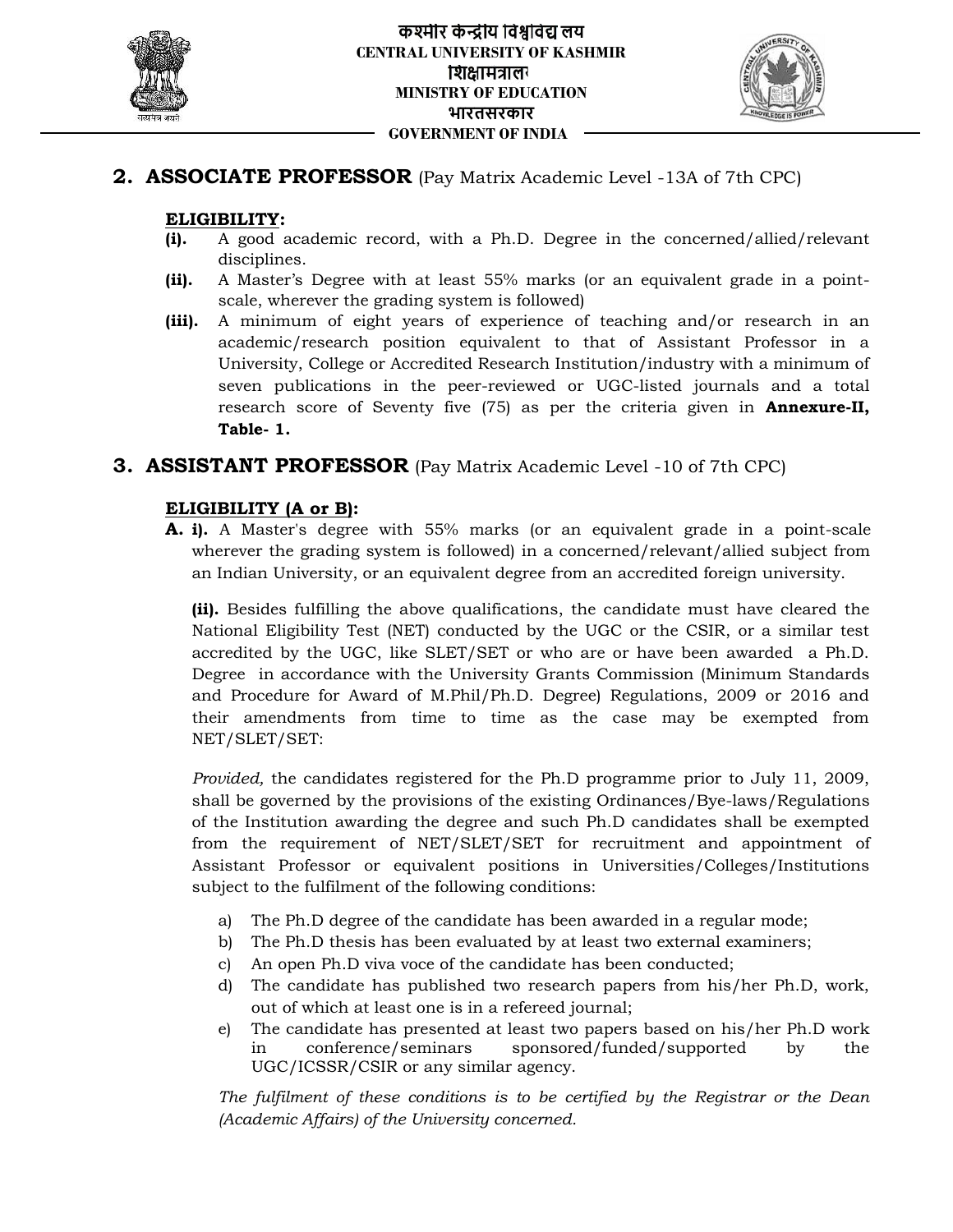## 2. ASSOCIATE PROFESSOR (Pay Matrix Academic Level -13A of 7th CPC)

**ELIGIBILITY:**

**(i).** A good academic record, with a Ph.D. Degree in the concerned/allied/relevant disciplines.

**(ii).** A Master's Degree with at least 55% marks (or an equivalent grade in a point-scale, wherever the grading system is followed)

**(iii).** A minimum of eight years of experience of teaching and/or research in an academic/research position equivalent to that of Assistant Professor in a University, College or Accredited Research Institution/industry with a minimum of seven publications in the peer-reviewed or UGC-listed journals and a total research score of Seventy five (75) as per the criteria given in **Annexure-II, Table- 1.**

## 3. ASSISTANT PROFESSOR (Pay Matrix Academic Level -10 of 7th CPC)

**ELIGIBILITY (A or B):**

**A. i).** A Master's degree with 55% marks (or an equivalent grade in a point-scale wherever the grading system is followed) in a concerned/relevant/allied subject from an Indian University, or an equivalent degree from an accredited foreign university.

**(ii).** Besides fulfilling the above qualifications, the candidate must have cleared the National Eligibility Test (NET) conducted by the UGC or the CSIR, or a similar test accredited by the UGC, like SLET/SET or who are or have been awarded a Ph.D. Degree in accordance with the University Grants Commission (Minimum Standards and Procedure for Award of M.Phil/Ph.D. Degree) Regulations, 2009 or 2016 and their amendments from time to time as the case may be exempted from NET/SLET/SET:

*Provided,* the candidates registered for the Ph.D programme prior to July 11, 2009, shall be governed by the provisions of the existing Ordinances/Bye-laws/Regulations of the Institution awarding the degree and such Ph.D candidates shall be exempted from the requirement of NET/SLET/SET for recruitment and appointment of Assistant Professor or equivalent positions in Universities/Colleges/Institutions subject to the fulfilment of the following conditions:

a) The Ph.D degree of the candidate has been awarded in a regular mode;
b) The Ph.D thesis has been evaluated by at least two external examiners;
c) An open Ph.D viva voce of the candidate has been conducted;
d) The candidate has published two research papers from his/her Ph.D, work, out of which at least one is in a refereed journal;
e) The candidate has presented at least two papers based on his/her Ph.D work in conference/seminars sponsored/funded/supported by the UGC/ICSSR/CSIR or any similar agency.

*The fulfilment of these conditions is to be certified by the Registrar or the Dean (Academic Affairs) of the University concerned.*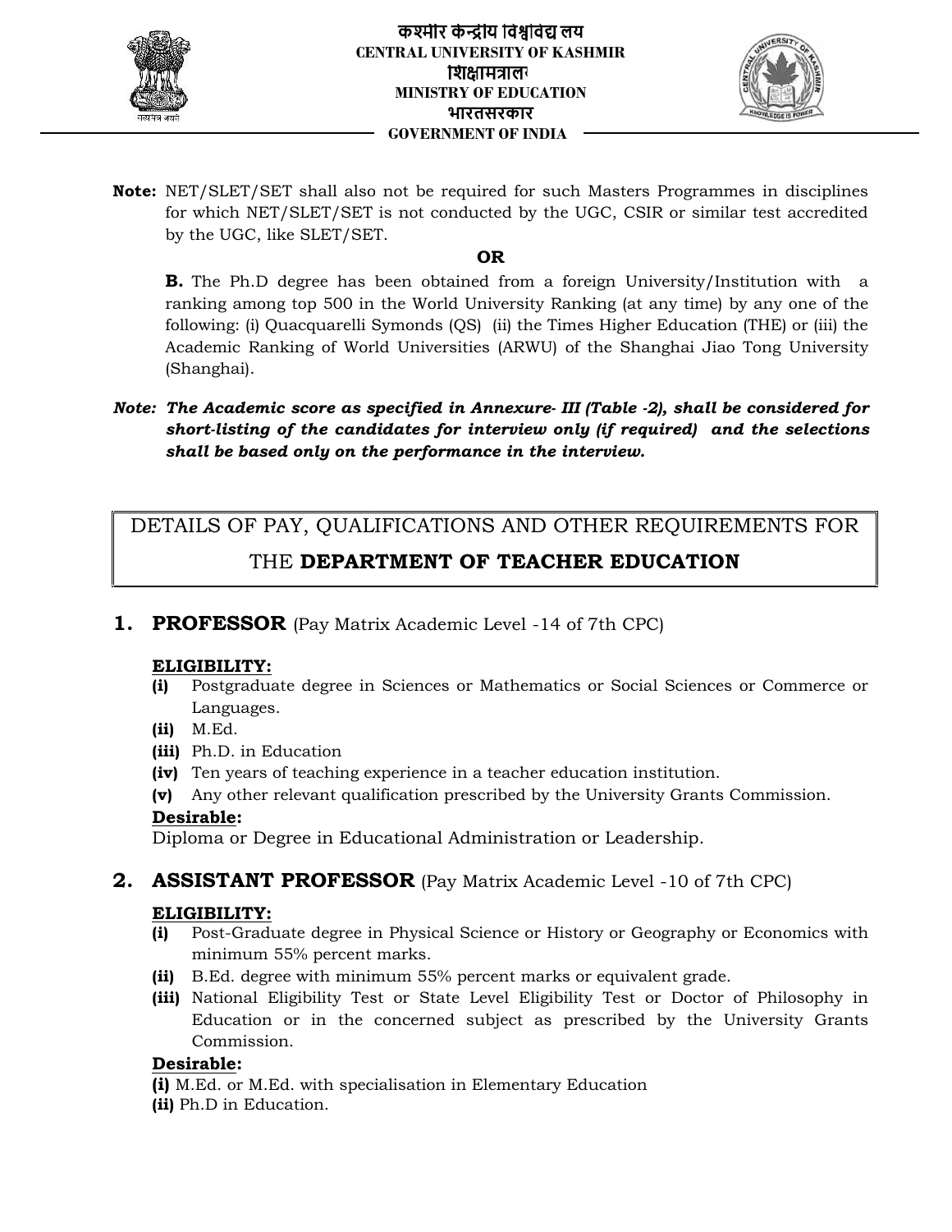**Note:** NET/SLET/SET shall also not be required for such Masters Programmes in disciplines for which NET/SLET/SET is not conducted by the UGC, CSIR or similar test accredited by the UGC, like SLET/SET.

**OR**

**B.** The Ph.D degree has been obtained from a foreign University/Institution with a ranking among top 500 in the World University Ranking (at any time) by any one of the following: (i) Quacquarelli Symonds (QS) (ii) the Times Higher Education (THE) or (iii) the Academic Ranking of World Universities (ARWU) of the Shanghai Jiao Tong University (Shanghai).

***Note: The Academic score as specified in Annexure- III (Table -2), shall be considered for short-listing of the candidates for interview only (if required) and the selections shall be based only on the performance in the interview.***

## DETAILS OF PAY, QUALIFICATIONS AND OTHER REQUIREMENTS FOR THE **DEPARTMENT OF TEACHER EDUCATION**

### 1. PROFESSOR (Pay Matrix Academic Level -14 of 7th CPC)

**ELIGIBILITY:**

- **(i)** Postgraduate degree in Sciences or Mathematics or Social Sciences or Commerce or Languages.
- **(ii)** M.Ed.
- **(iii)** Ph.D. in Education
- **(iv)** Ten years of teaching experience in a teacher education institution.
- **(v)** Any other relevant qualification prescribed by the University Grants Commission.

**Desirable:**

Diploma or Degree in Educational Administration or Leadership.

### 2. ASSISTANT PROFESSOR (Pay Matrix Academic Level -10 of 7th CPC)

**ELIGIBILITY:**

- **(i)** Post-Graduate degree in Physical Science or History or Geography or Economics with minimum 55% percent marks.
- **(ii)** B.Ed. degree with minimum 55% percent marks or equivalent grade.
- **(iii)** National Eligibility Test or State Level Eligibility Test or Doctor of Philosophy in Education or in the concerned subject as prescribed by the University Grants Commission.

**Desirable:**

**(i)** M.Ed. or M.Ed. with specialisation in Elementary Education

**(ii)** Ph.D in Education.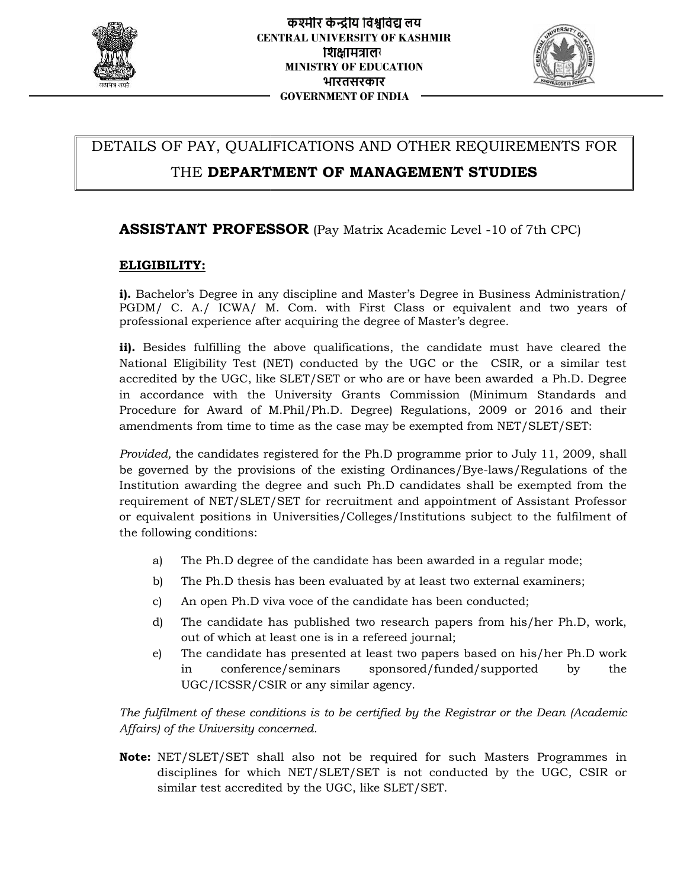कश्मीर केन्द्रीय विश्वविद्यालय
**CENTRAL UNIVERSITY OF KASHMIR**
शिक्षामंत्रालय
**MINISTRY OF EDUCATION**
भारतसरकार
**GOVERNMENT OF INDIA**

# DETAILS OF PAY, QUALIFICATIONS AND OTHER REQUIREMENTS FOR THE **DEPARTMENT OF MANAGEMENT STUDIES**

## **ASSISTANT PROFESSOR** (Pay Matrix Academic Level -10 of 7th CPC)

**ELIGIBILITY:**

**i).** Bachelor's Degree in any discipline and Master's Degree in Business Administration/ PGDM/ C. A./ ICWA/ M. Com. with First Class or equivalent and two years of professional experience after acquiring the degree of Master's degree.

**ii).** Besides fulfilling the above qualifications, the candidate must have cleared the National Eligibility Test (NET) conducted by the UGC or the CSIR, or a similar test accredited by the UGC, like SLET/SET or who are or have been awarded a Ph.D. Degree in accordance with the University Grants Commission (Minimum Standards and Procedure for Award of M.Phil/Ph.D. Degree) Regulations, 2009 or 2016 and their amendments from time to time as the case may be exempted from NET/SLET/SET:

*Provided,* the candidates registered for the Ph.D programme prior to July 11, 2009, shall be governed by the provisions of the existing Ordinances/Bye-laws/Regulations of the Institution awarding the degree and such Ph.D candidates shall be exempted from the requirement of NET/SLET/SET for recruitment and appointment of Assistant Professor or equivalent positions in Universities/Colleges/Institutions subject to the fulfilment of the following conditions:

a) The Ph.D degree of the candidate has been awarded in a regular mode;
b) The Ph.D thesis has been evaluated by at least two external examiners;
c) An open Ph.D viva voce of the candidate has been conducted;
d) The candidate has published two research papers from his/her Ph.D, work, out of which at least one is in a refereed journal;
e) The candidate has presented at least two papers based on his/her Ph.D work in conference/seminars sponsored/funded/supported by the UGC/ICSSR/CSIR or any similar agency.

*The fulfilment of these conditions is to be certified by the Registrar or the Dean (Academic Affairs) of the University concerned.*

**Note:** NET/SLET/SET shall also not be required for such Masters Programmes in disciplines for which NET/SLET/SET is not conducted by the UGC, CSIR or similar test accredited by the UGC, like SLET/SET.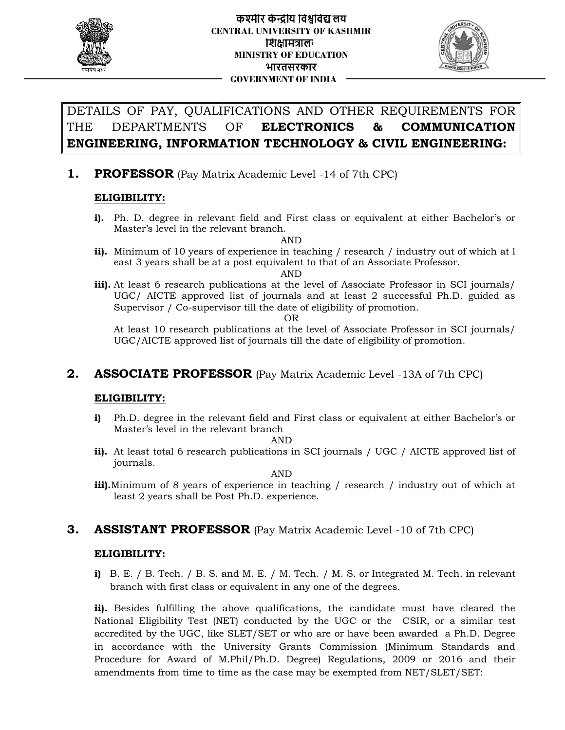कश्मीर केन्द्रीय विश्वविद्यालय
**CENTRAL UNIVERSITY OF KASHMIR**
शिक्षामंत्रालय
**MINISTRY OF EDUCATION**
भारतसरकार
**GOVERNMENT OF INDIA**

DETAILS OF PAY, QUALIFICATIONS AND OTHER REQUIREMENTS FOR THE DEPARTMENTS OF **ELECTRONICS & COMMUNICATION ENGINEERING, INFORMATION TECHNOLOGY & CIVIL ENGINEERING:**

## 1. PROFESSOR (Pay Matrix Academic Level -14 of 7th CPC)

**ELIGIBILITY:**

**i).** Ph. D. degree in relevant field and First class or equivalent at either Bachelor's or Master's level in the relevant branch.

AND

**ii).** Minimum of 10 years of experience in teaching / research / industry out of which at least 3 years shall be at a post equivalent to that of an Associate Professor.

AND

**iii).** At least 6 research publications at the level of Associate Professor in SCI journals/ UGC/ AICTE approved list of journals and at least 2 successful Ph.D. guided as Supervisor / Co-supervisor till the date of eligibility of promotion.

OR

At least 10 research publications at the level of Associate Professor in SCI journals/ UGC/AICTE approved list of journals till the date of eligibility of promotion.

## 2. ASSOCIATE PROFESSOR (Pay Matrix Academic Level -13A of 7th CPC)

**ELIGIBILITY:**

**i)** Ph.D. degree in the relevant field and First class or equivalent at either Bachelor's or Master's level in the relevant branch

AND

**ii).** At least total 6 research publications in SCI journals / UGC / AICTE approved list of journals.

AND

**iii).** Minimum of 8 years of experience in teaching / research / industry out of which at least 2 years shall be Post Ph.D. experience.

## 3. ASSISTANT PROFESSOR (Pay Matrix Academic Level -10 of 7th CPC)

**ELIGIBILITY:**

**i)** B. E. / B. Tech. / B. S. and M. E. / M. Tech. / M. S. or Integrated M. Tech. in relevant branch with first class or equivalent in any one of the degrees.

**ii).** Besides fulfilling the above qualifications, the candidate must have cleared the National Eligibility Test (NET) conducted by the UGC or the CSIR, or a similar test accredited by the UGC, like SLET/SET or who are or have been awarded a Ph.D. Degree in accordance with the University Grants Commission (Minimum Standards and Procedure for Award of M.Phil/Ph.D. Degree) Regulations, 2009 or 2016 and their amendments from time to time as the case may be exempted from NET/SLET/SET: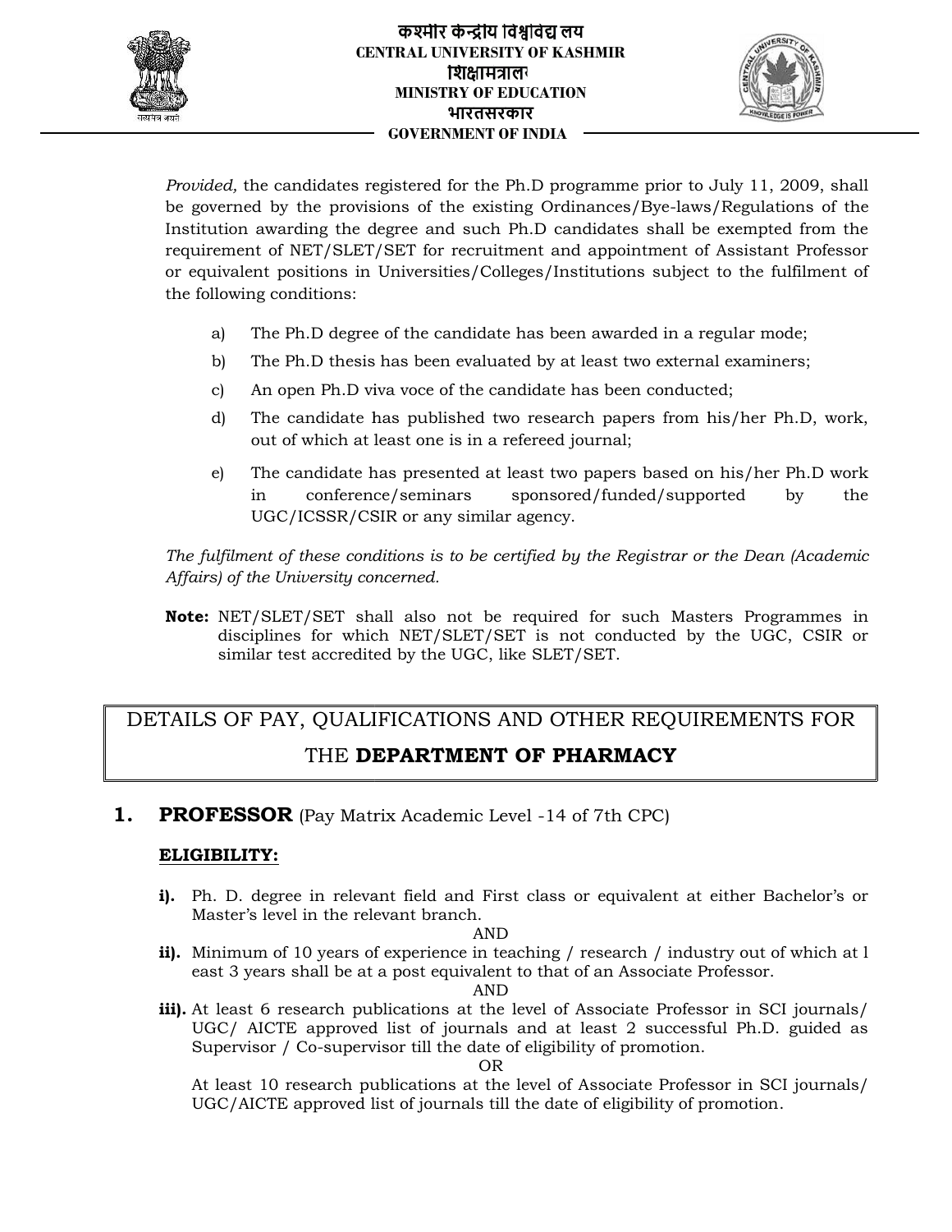*Provided,* the candidates registered for the Ph.D programme prior to July 11, 2009, shall be governed by the provisions of the existing Ordinances/Bye-laws/Regulations of the Institution awarding the degree and such Ph.D candidates shall be exempted from the requirement of NET/SLET/SET for recruitment and appointment of Assistant Professor or equivalent positions in Universities/Colleges/Institutions subject to the fulfilment of the following conditions:

a) The Ph.D degree of the candidate has been awarded in a regular mode;

b) The Ph.D thesis has been evaluated by at least two external examiners;

c) An open Ph.D viva voce of the candidate has been conducted;

d) The candidate has published two research papers from his/her Ph.D, work, out of which at least one is in a refereed journal;

e) The candidate has presented at least two papers based on his/her Ph.D work in conference/seminars sponsored/funded/supported by the UGC/ICSSR/CSIR or any similar agency.

*The fulfilment of these conditions is to be certified by the Registrar or the Dean (Academic Affairs) of the University concerned.*

**Note:** NET/SLET/SET shall also not be required for such Masters Programmes in disciplines for which NET/SLET/SET is not conducted by the UGC, CSIR or similar test accredited by the UGC, like SLET/SET.

## DETAILS OF PAY, QUALIFICATIONS AND OTHER REQUIREMENTS FOR THE **DEPARTMENT OF PHARMACY**

### 1. **PROFESSOR** (Pay Matrix Academic Level -14 of 7th CPC)

**ELIGIBILITY:**

**i).** Ph. D. degree in relevant field and First class or equivalent at either Bachelor's or Master's level in the relevant branch.

AND

**ii).** Minimum of 10 years of experience in teaching / research / industry out of which at l east 3 years shall be at a post equivalent to that of an Associate Professor.

AND

**iii).** At least 6 research publications at the level of Associate Professor in SCI journals/ UGC/ AICTE approved list of journals and at least 2 successful Ph.D. guided as Supervisor / Co-supervisor till the date of eligibility of promotion.

OR

At least 10 research publications at the level of Associate Professor in SCI journals/ UGC/AICTE approved list of journals till the date of eligibility of promotion.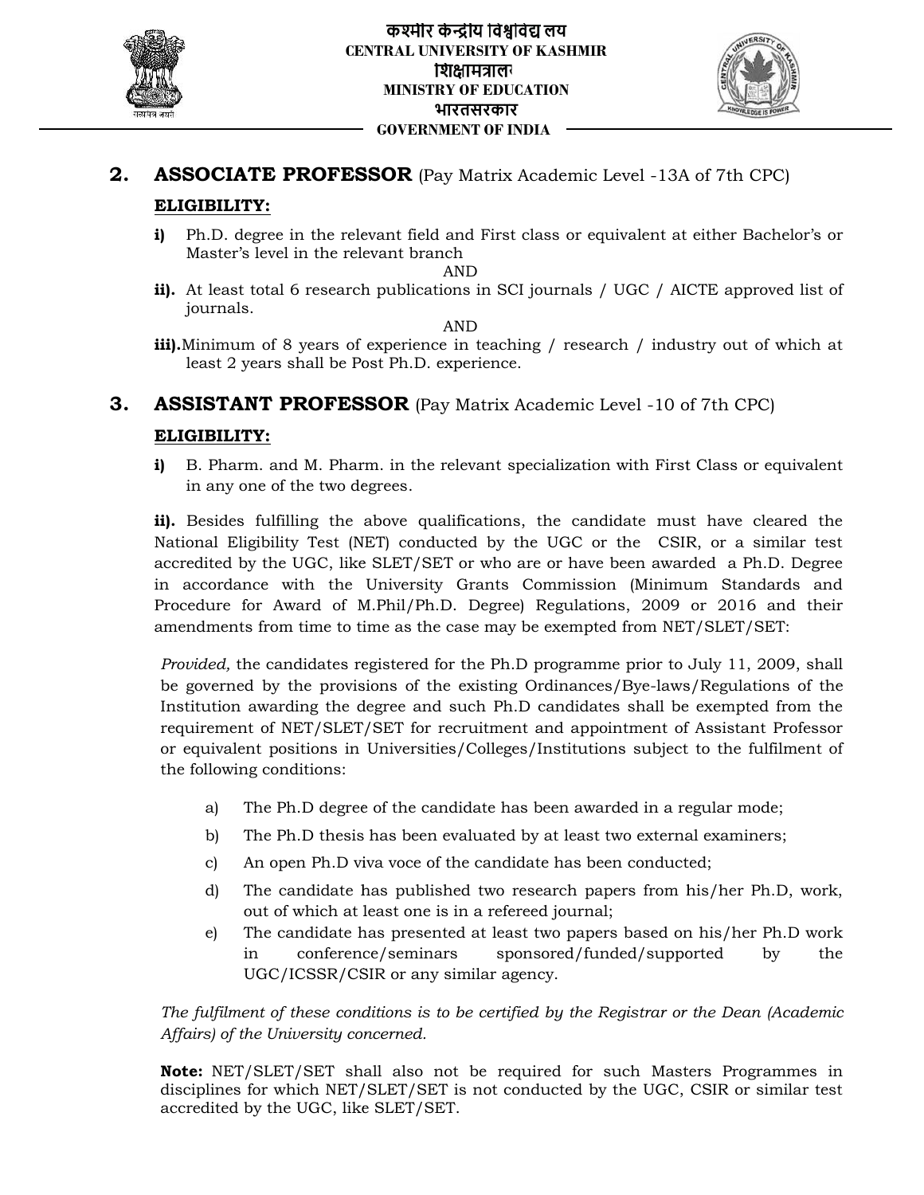## 2. ASSOCIATE PROFESSOR (Pay Matrix Academic Level -13A of 7th CPC)

**ELIGIBILITY:**

**i)** Ph.D. degree in the relevant field and First class or equivalent at either Bachelor's or Master's level in the relevant branch

AND

**ii).** At least total 6 research publications in SCI journals / UGC / AICTE approved list of journals.

AND

**iii).** Minimum of 8 years of experience in teaching / research / industry out of which at least 2 years shall be Post Ph.D. experience.

## 3. ASSISTANT PROFESSOR (Pay Matrix Academic Level -10 of 7th CPC)

**ELIGIBILITY:**

**i)** B. Pharm. and M. Pharm. in the relevant specialization with First Class or equivalent in any one of the two degrees.

**ii).** Besides fulfilling the above qualifications, the candidate must have cleared the National Eligibility Test (NET) conducted by the UGC or the CSIR, or a similar test accredited by the UGC, like SLET/SET or who are or have been awarded a Ph.D. Degree in accordance with the University Grants Commission (Minimum Standards and Procedure for Award of M.Phil/Ph.D. Degree) Regulations, 2009 or 2016 and their amendments from time to time as the case may be exempted from NET/SLET/SET:

*Provided,* the candidates registered for the Ph.D programme prior to July 11, 2009, shall be governed by the provisions of the existing Ordinances/Bye-laws/Regulations of the Institution awarding the degree and such Ph.D candidates shall be exempted from the requirement of NET/SLET/SET for recruitment and appointment of Assistant Professor or equivalent positions in Universities/Colleges/Institutions subject to the fulfilment of the following conditions:

a) The Ph.D degree of the candidate has been awarded in a regular mode;

b) The Ph.D thesis has been evaluated by at least two external examiners;

c) An open Ph.D viva voce of the candidate has been conducted;

d) The candidate has published two research papers from his/her Ph.D, work, out of which at least one is in a refereed journal;

e) The candidate has presented at least two papers based on his/her Ph.D work in conference/seminars sponsored/funded/supported by the UGC/ICSSR/CSIR or any similar agency.

*The fulfilment of these conditions is to be certified by the Registrar or the Dean (Academic Affairs) of the University concerned.*

**Note:** NET/SLET/SET shall also not be required for such Masters Programmes in disciplines for which NET/SLET/SET is not conducted by the UGC, CSIR or similar test accredited by the UGC, like SLET/SET.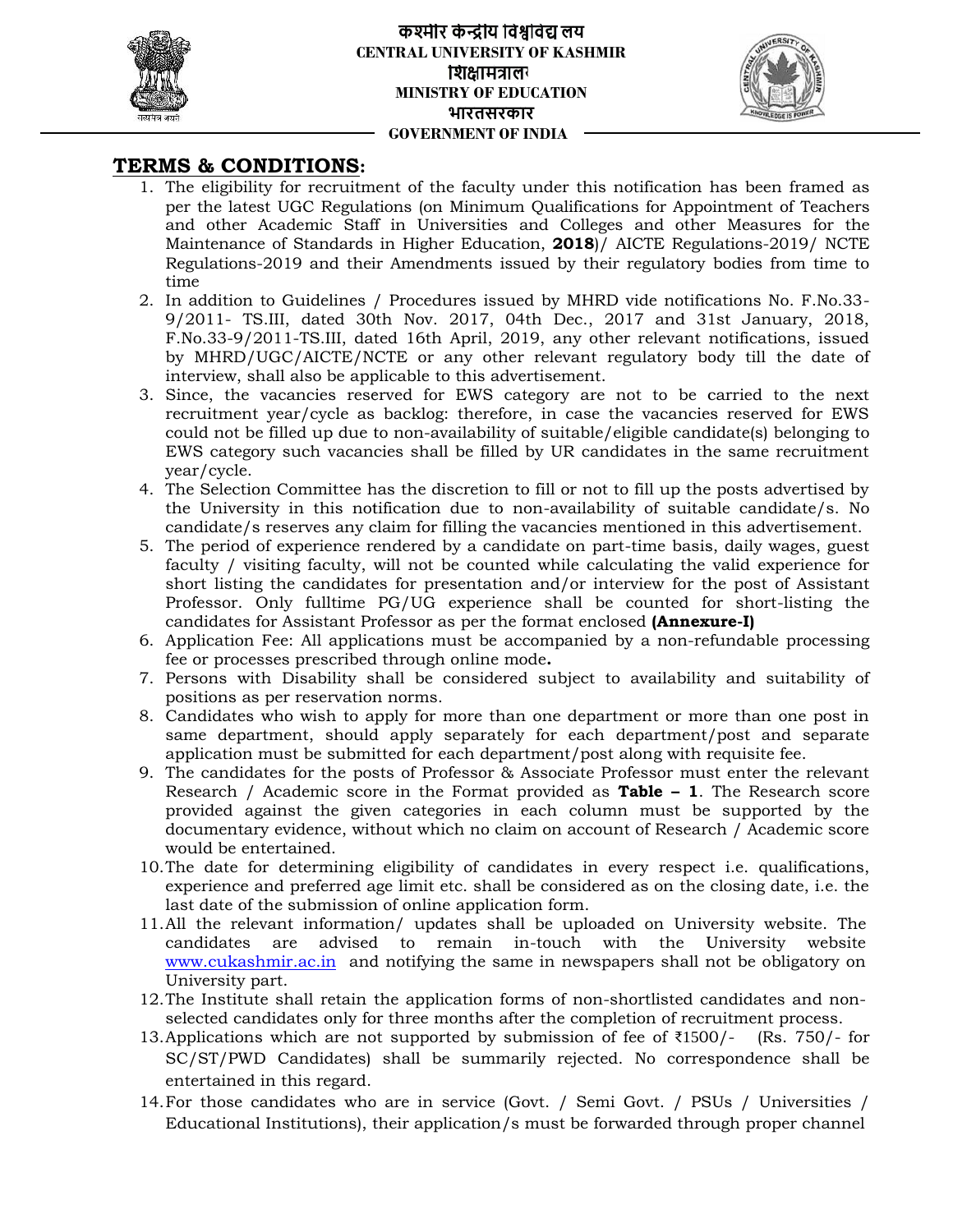## TERMS & CONDITIONS:

1. The eligibility for recruitment of the faculty under this notification has been framed as per the latest UGC Regulations (on Minimum Qualifications for Appointment of Teachers and other Academic Staff in Universities and Colleges and other Measures for the Maintenance of Standards in Higher Education, **2018**)/ AICTE Regulations-2019/ NCTE Regulations-2019 and their Amendments issued by their regulatory bodies from time to time
2. In addition to Guidelines / Procedures issued by MHRD vide notifications No. F.No.33-9/2011- TS.III, dated 30th Nov. 2017, 04th Dec., 2017 and 31st January, 2018, F.No.33-9/2011-TS.III, dated 16th April, 2019, any other relevant notifications, issued by MHRD/UGC/AICTE/NCTE or any other relevant regulatory body till the date of interview, shall also be applicable to this advertisement.
3. Since, the vacancies reserved for EWS category are not to be carried to the next recruitment year/cycle as backlog: therefore, in case the vacancies reserved for EWS could not be filled up due to non-availability of suitable/eligible candidate(s) belonging to EWS category such vacancies shall be filled by UR candidates in the same recruitment year/cycle.
4. The Selection Committee has the discretion to fill or not to fill up the posts advertised by the University in this notification due to non-availability of suitable candidate/s. No candidate/s reserves any claim for filling the vacancies mentioned in this advertisement.
5. The period of experience rendered by a candidate on part-time basis, daily wages, guest faculty / visiting faculty, will not be counted while calculating the valid experience for short listing the candidates for presentation and/or interview for the post of Assistant Professor. Only fulltime PG/UG experience shall be counted for short-listing the candidates for Assistant Professor as per the format enclosed **(Annexure-I)**
6. Application Fee: All applications must be accompanied by a non-refundable processing fee or processes prescribed through online mode**.**
7. Persons with Disability shall be considered subject to availability and suitability of positions as per reservation norms.
8. Candidates who wish to apply for more than one department or more than one post in same department, should apply separately for each department/post and separate application must be submitted for each department/post along with requisite fee.
9. The candidates for the posts of Professor & Associate Professor must enter the relevant Research / Academic score in the Format provided as **Table – 1**. The Research score provided against the given categories in each column must be supported by the documentary evidence, without which no claim on account of Research / Academic score would be entertained.
10. The date for determining eligibility of candidates in every respect i.e. qualifications, experience and preferred age limit etc. shall be considered as on the closing date, i.e. the last date of the submission of online application form.
11. All the relevant information/ updates shall be uploaded on University website. The candidates are advised to remain in-touch with the University website www.cukashmir.ac.in and notifying the same in newspapers shall not be obligatory on University part.
12. The Institute shall retain the application forms of non-shortlisted candidates and non-selected candidates only for three months after the completion of recruitment process.
13. Applications which are not supported by submission of fee of ₹1500/- (Rs. 750/- for SC/ST/PWD Candidates) shall be summarily rejected. No correspondence shall be entertained in this regard.
14. For those candidates who are in service (Govt. / Semi Govt. / PSUs / Universities / Educational Institutions), their application/s must be forwarded through proper channel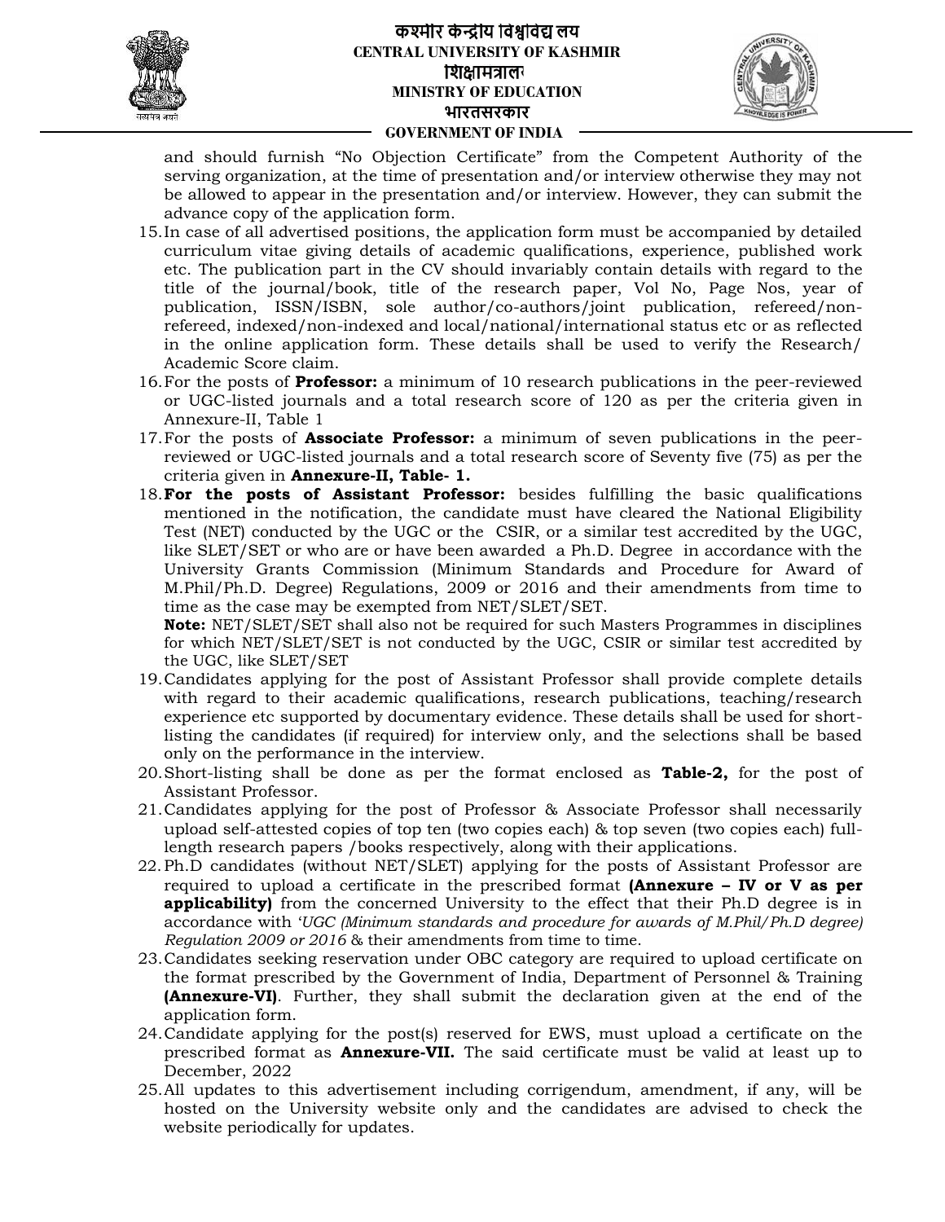and should furnish “No Objection Certificate” from the Competent Authority of the serving organization, at the time of presentation and/or interview otherwise they may not be allowed to appear in the presentation and/or interview. However, they can submit the advance copy of the application form.

15. In case of all advertised positions, the application form must be accompanied by detailed curriculum vitae giving details of academic qualifications, experience, published work etc. The publication part in the CV should invariably contain details with regard to the title of the journal/book, title of the research paper, Vol No, Page Nos, year of publication, ISSN/ISBN, sole author/co-authors/joint publication, refereed/non-refereed, indexed/non-indexed and local/national/international status etc or as reflected in the online application form. These details shall be used to verify the Research/ Academic Score claim.
16. For the posts of **Professor:** a minimum of 10 research publications in the peer-reviewed or UGC-listed journals and a total research score of 120 as per the criteria given in Annexure-II, Table 1
17. For the posts of **Associate Professor:** a minimum of seven publications in the peer-reviewed or UGC-listed journals and a total research score of Seventy five (75) as per the criteria given in **Annexure-II, Table- 1.**
18. **For the posts of Assistant Professor:** besides fulfilling the basic qualifications mentioned in the notification, the candidate must have cleared the National Eligibility Test (NET) conducted by the UGC or the CSIR, or a similar test accredited by the UGC, like SLET/SET or who are or have been awarded a Ph.D. Degree in accordance with the University Grants Commission (Minimum Standards and Procedure for Award of M.Phil/Ph.D. Degree) Regulations, 2009 or 2016 and their amendments from time to time as the case may be exempted from NET/SLET/SET.

    **Note:** NET/SLET/SET shall also not be required for such Masters Programmes in disciplines for which NET/SLET/SET is not conducted by the UGC, CSIR or similar test accredited by the UGC, like SLET/SET
19. Candidates applying for the post of Assistant Professor shall provide complete details with regard to their academic qualifications, research publications, teaching/research experience etc supported by documentary evidence. These details shall be used for short-listing the candidates (if required) for interview only, and the selections shall be based only on the performance in the interview.
20. Short-listing shall be done as per the format enclosed as **Table-2,** for the post of Assistant Professor.
21. Candidates applying for the post of Professor & Associate Professor shall necessarily upload self-attested copies of top ten (two copies each) & top seven (two copies each) full-length research papers /books respectively, along with their applications.
22. Ph.D candidates (without NET/SLET) applying for the posts of Assistant Professor are required to upload a certificate in the prescribed format **(Annexure – IV or V as per applicability)** from the concerned University to the effect that their Ph.D degree is in accordance with *‘UGC (Minimum standards and procedure for awards of M.Phil/Ph.D degree) Regulation 2009 or 2016* & their amendments from time to time.
23. Candidates seeking reservation under OBC category are required to upload certificate on the format prescribed by the Government of India, Department of Personnel & Training **(Annexure-VI)**. Further, they shall submit the declaration given at the end of the application form.
24. Candidate applying for the post(s) reserved for EWS, must upload a certificate on the prescribed format as **Annexure-VII.** The said certificate must be valid at least up to December, 2022
25. All updates to this advertisement including corrigendum, amendment, if any, will be hosted on the University website only and the candidates are advised to check the website periodically for updates.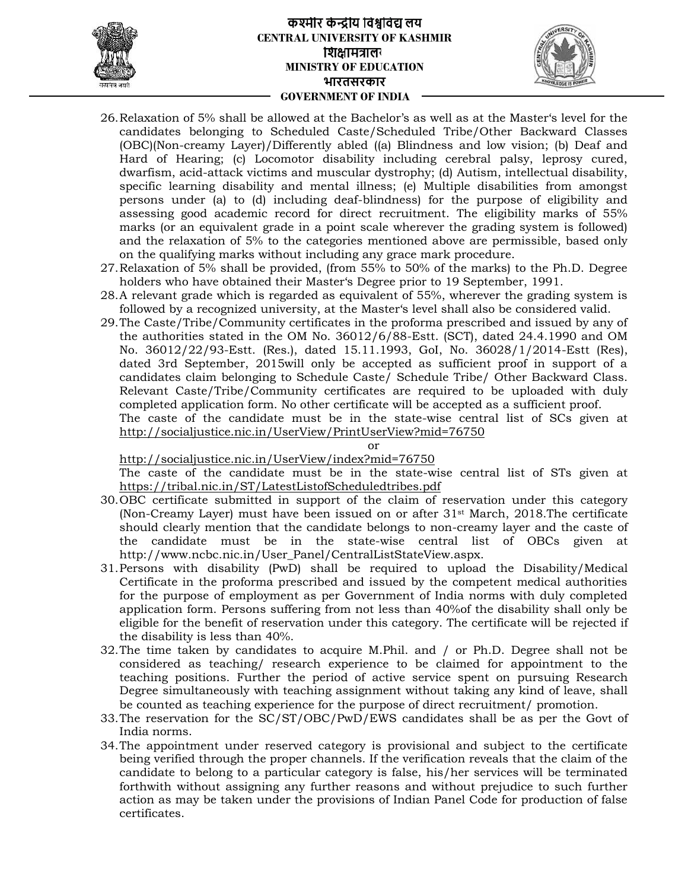26. Relaxation of 5% shall be allowed at the Bachelor's as well as at the Master's level for the candidates belonging to Scheduled Caste/Scheduled Tribe/Other Backward Classes (OBC)(Non-creamy Layer)/Differently abled ((a) Blindness and low vision; (b) Deaf and Hard of Hearing; (c) Locomotor disability including cerebral palsy, leprosy cured, dwarfism, acid-attack victims and muscular dystrophy; (d) Autism, intellectual disability, specific learning disability and mental illness; (e) Multiple disabilities from amongst persons under (a) to (d) including deaf-blindness) for the purpose of eligibility and assessing good academic record for direct recruitment. The eligibility marks of 55% marks (or an equivalent grade in a point scale wherever the grading system is followed) and the relaxation of 5% to the categories mentioned above are permissible, based only on the qualifying marks without including any grace mark procedure.
27. Relaxation of 5% shall be provided, (from 55% to 50% of the marks) to the Ph.D. Degree holders who have obtained their Master's Degree prior to 19 September, 1991.
28. A relevant grade which is regarded as equivalent of 55%, wherever the grading system is followed by a recognized university, at the Master's level shall also be considered valid.
29. The Caste/Tribe/Community certificates in the proforma prescribed and issued by any of the authorities stated in the OM No. 36012/6/88-Estt. (SCT), dated 24.4.1990 and OM No. 36012/22/93-Estt. (Res.), dated 15.11.1993, GoI, No. 36028/1/2014-Estt (Res), dated 3rd September, 2015will only be accepted as sufficient proof in support of a candidates claim belonging to Schedule Caste/ Schedule Tribe/ Other Backward Class. Relevant Caste/Tribe/Community certificates are required to be uploaded with duly completed application form. No other certificate will be accepted as a sufficient proof.
    The caste of the candidate must be in the state-wise central list of SCs given at http://socialjustice.nic.in/UserView/PrintUserView?mid=76750
    
    or
    
    http://socialjustice.nic.in/UserView/index?mid=76750
    
    The caste of the candidate must be in the state-wise central list of STs given at https://tribal.nic.in/ST/LatestListofScheduledtribes.pdf
30. OBC certificate submitted in support of the claim of reservation under this category (Non-Creamy Layer) must have been issued on or after 31st March, 2018.The certificate should clearly mention that the candidate belongs to non-creamy layer and the caste of the candidate must be in the state-wise central list of OBCs given at http://www.ncbc.nic.in/User_Panel/CentralListStateView.aspx.
31. Persons with disability (PwD) shall be required to upload the Disability/Medical Certificate in the proforma prescribed and issued by the competent medical authorities for the purpose of employment as per Government of India norms with duly completed application form. Persons suffering from not less than 40%of the disability shall only be eligible for the benefit of reservation under this category. The certificate will be rejected if the disability is less than 40%.
32. The time taken by candidates to acquire M.Phil. and / or Ph.D. Degree shall not be considered as teaching/ research experience to be claimed for appointment to the teaching positions. Further the period of active service spent on pursuing Research Degree simultaneously with teaching assignment without taking any kind of leave, shall be counted as teaching experience for the purpose of direct recruitment/ promotion.
33. The reservation for the SC/ST/OBC/PwD/EWS candidates shall be as per the Govt of India norms.
34. The appointment under reserved category is provisional and subject to the certificate being verified through the proper channels. If the verification reveals that the claim of the candidate to belong to a particular category is false, his/her services will be terminated forthwith without assigning any further reasons and without prejudice to such further action as may be taken under the provisions of Indian Panel Code for production of false certificates.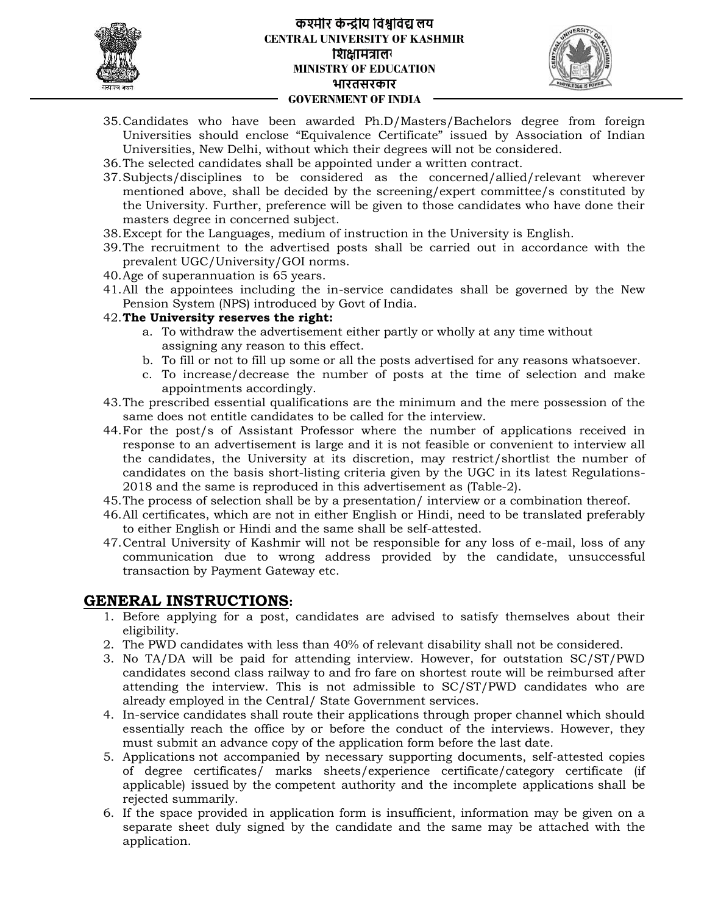35. Candidates who have been awarded Ph.D/Masters/Bachelors degree from foreign Universities should enclose "Equivalence Certificate" issued by Association of Indian Universities, New Delhi, without which their degrees will not be considered.
36. The selected candidates shall be appointed under a written contract.
37. Subjects/disciplines to be considered as the concerned/allied/relevant wherever mentioned above, shall be decided by the screening/expert committee/s constituted by the University. Further, preference will be given to those candidates who have done their masters degree in concerned subject.
38. Except for the Languages, medium of instruction in the University is English.
39. The recruitment to the advertised posts shall be carried out in accordance with the prevalent UGC/University/GOI norms.
40. Age of superannuation is 65 years.
41. All the appointees including the in-service candidates shall be governed by the New Pension System (NPS) introduced by Govt of India.
42. **The University reserves the right:**
    a. To withdraw the advertisement either partly or wholly at any time without assigning any reason to this effect.
    b. To fill or not to fill up some or all the posts advertised for any reasons whatsoever.
    c. To increase/decrease the number of posts at the time of selection and make appointments accordingly.
43. The prescribed essential qualifications are the minimum and the mere possession of the same does not entitle candidates to be called for the interview.
44. For the post/s of Assistant Professor where the number of applications received in response to an advertisement is large and it is not feasible or convenient to interview all the candidates, the University at its discretion, may restrict/shortlist the number of candidates on the basis short-listing criteria given by the UGC in its latest Regulations-2018 and the same is reproduced in this advertisement as (Table-2).
45. The process of selection shall be by a presentation/ interview or a combination thereof.
46. All certificates, which are not in either English or Hindi, need to be translated preferably to either English or Hindi and the same shall be self-attested.
47. Central University of Kashmir will not be responsible for any loss of e-mail, loss of any communication due to wrong address provided by the candidate, unsuccessful transaction by Payment Gateway etc.

## GENERAL INSTRUCTIONS:

1. Before applying for a post, candidates are advised to satisfy themselves about their eligibility.
2. The PWD candidates with less than 40% of relevant disability shall not be considered.
3. No TA/DA will be paid for attending interview. However, for outstation SC/ST/PWD candidates second class railway to and fro fare on shortest route will be reimbursed after attending the interview. This is not admissible to SC/ST/PWD candidates who are already employed in the Central/ State Government services.
4. In-service candidates shall route their applications through proper channel which should essentially reach the office by or before the conduct of the interviews. However, they must submit an advance copy of the application form before the last date.
5. Applications not accompanied by necessary supporting documents, self-attested copies of degree certificates/ marks sheets/experience certificate/category certificate (if applicable) issued by the competent authority and the incomplete applications shall be rejected summarily.
6. If the space provided in application form is insufficient, information may be given on a separate sheet duly signed by the candidate and the same may be attached with the application.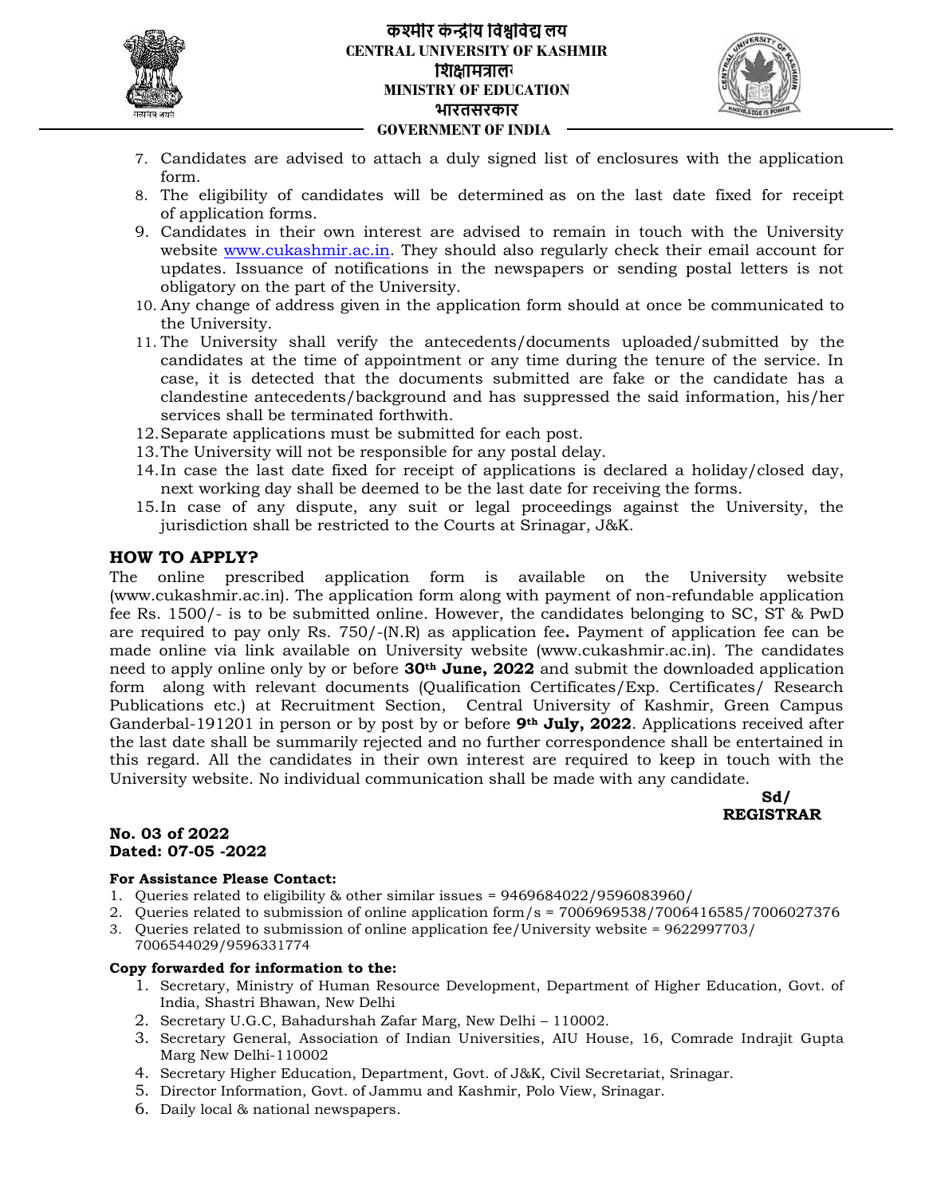7. Candidates are advised to attach a duly signed list of enclosures with the application form.
8. The eligibility of candidates will be determined as on the last date fixed for receipt of application forms.
9. Candidates in their own interest are advised to remain in touch with the University website www.cukashmir.ac.in. They should also regularly check their email account for updates. Issuance of notifications in the newspapers or sending postal letters is not obligatory on the part of the University.
10. Any change of address given in the application form should at once be communicated to the University.
11. The University shall verify the antecedents/documents uploaded/submitted by the candidates at the time of appointment or any time during the tenure of the service. In case, it is detected that the documents submitted are fake or the candidate has a clandestine antecedents/background and has suppressed the said information, his/her services shall be terminated forthwith.
12. Separate applications must be submitted for each post.
13. The University will not be responsible for any postal delay.
14. In case the last date fixed for receipt of applications is declared a holiday/closed day, next working day shall be deemed to be the last date for receiving the forms.
15. In case of any dispute, any suit or legal proceedings against the University, the jurisdiction shall be restricted to the Courts at Srinagar, J&K.

## HOW TO APPLY?

The online prescribed application form is available on the University website (www.cukashmir.ac.in). The application form along with payment of non-refundable application fee Rs. 1500/- is to be submitted online. However, the candidates belonging to SC, ST & PwD are required to pay only Rs. 750/-(N.R) as application fee**.** Payment of application fee can be made online via link available on University website (www.cukashmir.ac.in). The candidates need to apply online only by or before **30th June, 2022** and submit the downloaded application form along with relevant documents (Qualification Certificates/Exp. Certificates/ Research Publications etc.) at Recruitment Section, Central University of Kashmir, Green Campus Ganderbal-191201 in person or by post by or before **9th July, 2022**. Applications received after the last date shall be summarily rejected and no further correspondence shall be entertained in this regard. All the candidates in their own interest are required to keep in touch with the University website. No individual communication shall be made with any candidate.

**Sd/**
**REGISTRAR**

**No. 03 of 2022**
**Dated: 07-05 -2022**

**For Assistance Please Contact:**

1. Queries related to eligibility & other similar issues = 9469684022/9596083960/
2. Queries related to submission of online application form/s = 7006969538/7006416585/7006027376
3. Queries related to submission of online application fee/University website = 9622997703/ 7006544029/9596331774

**Copy forwarded for information to the:**

1. Secretary, Ministry of Human Resource Development, Department of Higher Education, Govt. of India, Shastri Bhawan, New Delhi
2. Secretary U.G.C, Bahadurshah Zafar Marg, New Delhi – 110002.
3. Secretary General, Association of Indian Universities, AIU House, 16, Comrade Indrajit Gupta Marg New Delhi-110002
4. Secretary Higher Education, Department, Govt. of J&K, Civil Secretariat, Srinagar.
5. Director Information, Govt. of Jammu and Kashmir, Polo View, Srinagar.
6. Daily local & national newspapers.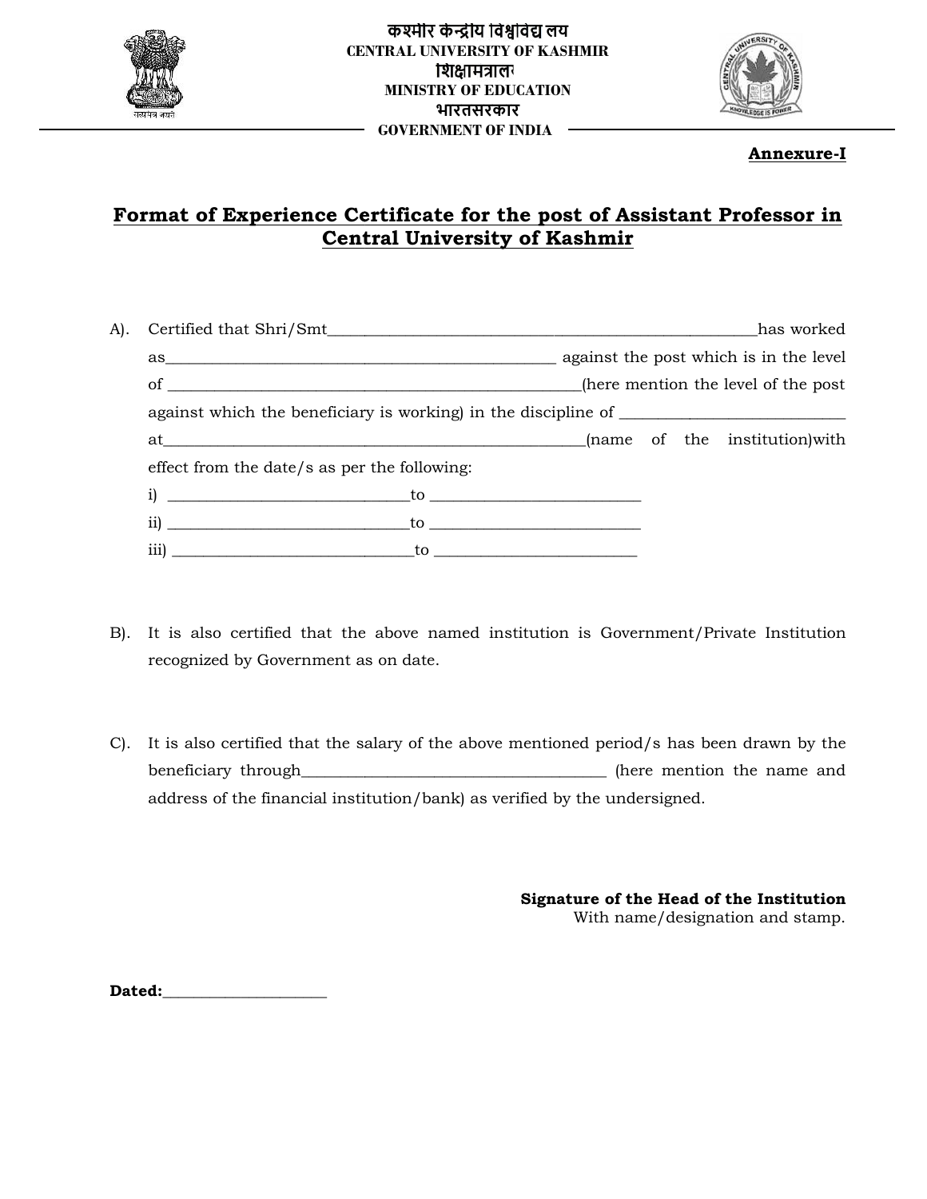कश्मीर केन्द्रीय विश्वविद्यालय
CENTRAL UNIVERSITY OF KASHMIR
शिक्षामंत्रालय
MINISTRY OF EDUCATION
भारतसरकार
GOVERNMENT OF INDIA

**Annexure-I**

## Format of Experience Certificate for the post of Assistant Professor in Central University of Kashmir

A). Certified that Shri/Smt_____________________________________________has worked as_________________________________________ against the post which is in the level of _____________________________________________(here mention the level of the post against which the beneficiary is working) in the discipline of _________________________ at______________________________________________(name of the institution)with effect from the date/s as per the following:

i) __________________________to ________________________

ii) __________________________to ________________________

iii) __________________________to ______________________

B). It is also certified that the above named institution is Government/Private Institution recognized by Government as on date.

C). It is also certified that the salary of the above mentioned period/s has been drawn by the beneficiary through__________________________________ (here mention the name and address of the financial institution/bank) as verified by the undersigned.

**Signature of the Head of the Institution**
With name/designation and stamp.

**Dated:**___________________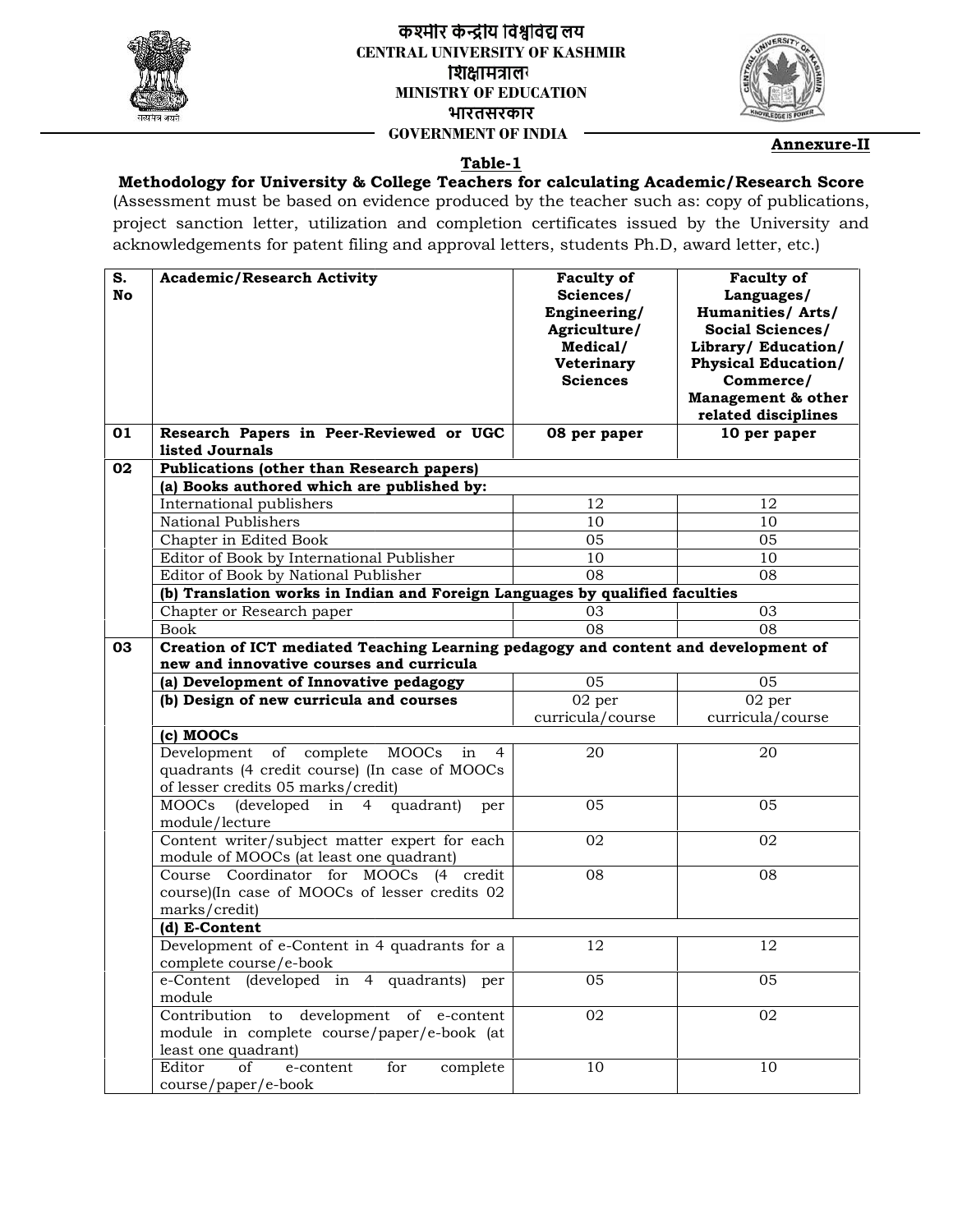कश्मीर केन्द्रीय विश्वविद्यालय
**CENTRAL UNIVERSITY OF KASHMIR**
शिक्षामंत्रालय
**MINISTRY OF EDUCATION**
भारतसरकार
**GOVERNMENT OF INDIA**

**Annexure-II**

## Table-1

**Methodology for University & College Teachers for calculating Academic/Research Score**

(Assessment must be based on evidence produced by the teacher such as: copy of publications, project sanction letter, utilization and completion certificates issued by the University and acknowledgements for patent filing and approval letters, students Ph.D, award letter, etc.)

| S. No | Academic/Research Activity | Faculty of Sciences/ Engineering/ Agriculture/ Medical/ Veterinary Sciences | Faculty of Languages/ Humanities/ Arts/ Social Sciences/ Library/ Education/ Physical Education/ Commerce/ Management & other related disciplines |
|---|---|---|---|
| 01 | **Research Papers in Peer-Reviewed or UGC listed Journals** | **08 per paper** | **10 per paper** |
| 02 | **Publications (other than Research papers)** | | |
| | **(a) Books authored which are published by:** | | |
| | International publishers | 12 | 12 |
| | National Publishers | 10 | 10 |
| | Chapter in Edited Book | 05 | 05 |
| | Editor of Book by International Publisher | 10 | 10 |
| | Editor of Book by National Publisher | 08 | 08 |
| | **(b) Translation works in Indian and Foreign Languages by qualified faculties** | | |
| | Chapter or Research paper | 03 | 03 |
| | Book | 08 | 08 |
| 03 | **Creation of ICT mediated Teaching Learning pedagogy and content and development of new and innovative courses and curricula** | | |
| | **(a) Development of Innovative pedagogy** | 05 | 05 |
| | **(b) Design of new curricula and courses** | 02 per curricula/course | 02 per curricula/course |
| | **(c) MOOCs** | | |
| | Development of complete MOOCs in 4 quadrants (4 credit course) (In case of MOOCs of lesser credits 05 marks/credit) | 20 | 20 |
| | MOOCs (developed in 4 quadrant) per module/lecture | 05 | 05 |
| | Content writer/subject matter expert for each module of MOOCs (at least one quadrant) | 02 | 02 |
| | Course Coordinator for MOOCs (4 credit course)(In case of MOOCs of lesser credits 02 marks/credit) | 08 | 08 |
| | **(d) E-Content** | | |
| | Development of e-Content in 4 quadrants for a complete course/e-book | 12 | 12 |
| | e-Content (developed in 4 quadrants) per module | 05 | 05 |
| | Contribution to development of e-content module in complete course/paper/e-book (at least one quadrant) | 02 | 02 |
| | Editor of e-content for complete course/paper/e-book | 10 | 10 |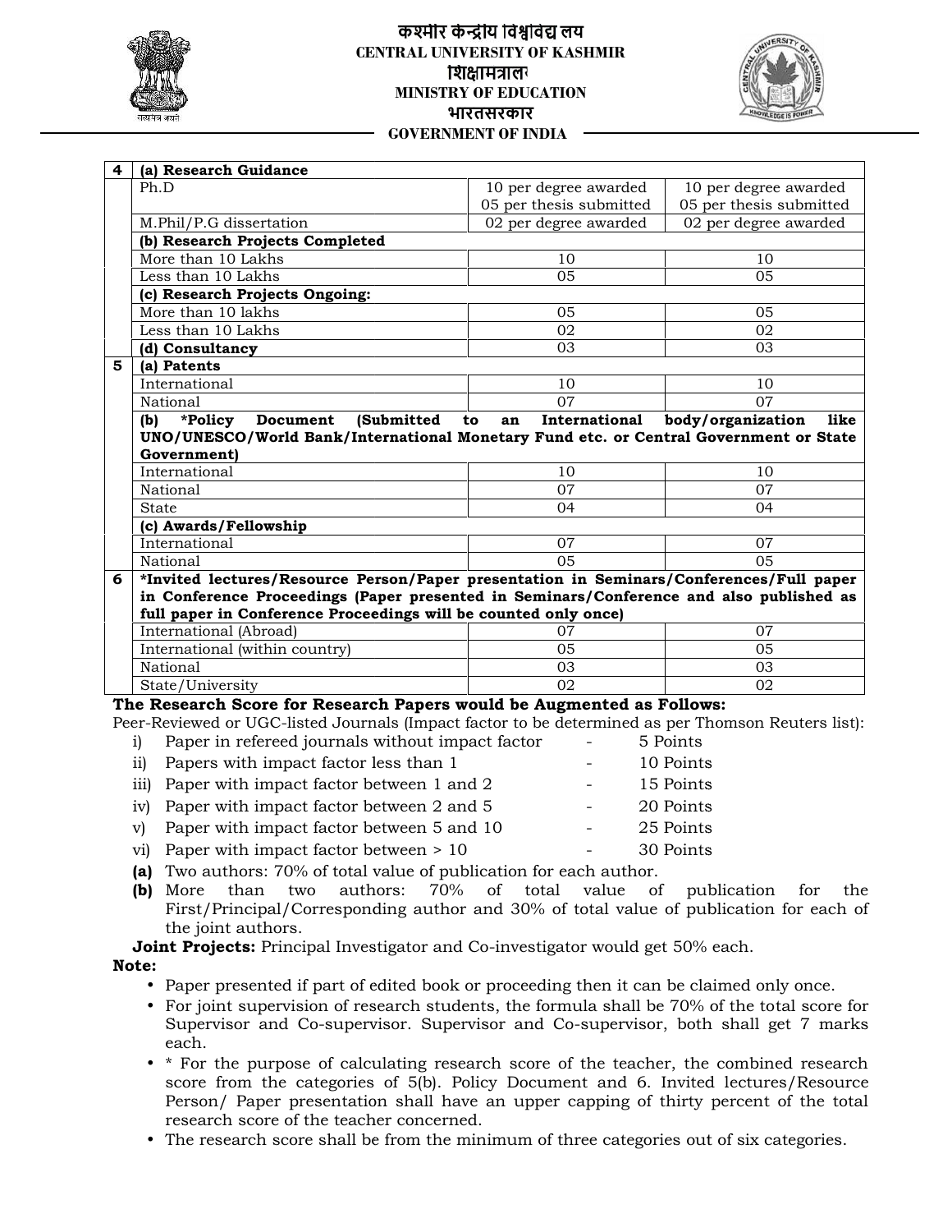| 4 | (a) Research Guidance | | |
|---|---|---|---|
| | Ph.D | 10 per degree awarded<br>05 per thesis submitted | 10 per degree awarded<br>05 per thesis submitted |
| | M.Phil/P.G dissertation | 02 per degree awarded | 02 per degree awarded |
| | **(b) Research Projects Completed** | | |
| | More than 10 Lakhs | 10 | 10 |
| | Less than 10 Lakhs | 05 | 05 |
| | **(c) Research Projects Ongoing:** | | |
| | More than 10 lakhs | 05 | 05 |
| | Less than 10 Lakhs | 02 | 02 |
| | **(d) Consultancy** | 03 | 03 |
| **5** | **(a) Patents** | | |
| | International | 10 | 10 |
| | National | 07 | 07 |
| | **(b) *Policy Document (Submitted to an International body/organization like UNO/UNESCO/World Bank/International Monetary Fund etc. or Central Government or State Government)** | | |
| | International | 10 | 10 |
| | National | 07 | 07 |
| | State | 04 | 04 |
| | **(c) Awards/Fellowship** | | |
| | International | 07 | 07 |
| | National | 05 | 05 |
| **6** | **\*Invited lectures/Resource Person/Paper presentation in Seminars/Conferences/Full paper in Conference Proceedings (Paper presented in Seminars/Conference and also published as full paper in Conference Proceedings will be counted only once)** | | |
| | International (Abroad) | 07 | 07 |
| | International (within country) | 05 | 05 |
| | National | 03 | 03 |
| | State/University | 02 | 02 |

**The Research Score for Research Papers would be Augmented as Follows:**

Peer-Reviewed or UGC-listed Journals (Impact factor to be determined as per Thomson Reuters list):

i) Paper in refereed journals without impact factor - 5 Points
ii) Papers with impact factor less than 1 - 10 Points
iii) Paper with impact factor between 1 and 2 - 15 Points
iv) Paper with impact factor between 2 and 5 - 20 Points
v) Paper with impact factor between 5 and 10 - 25 Points
vi) Paper with impact factor between > 10 - 30 Points

**(a)** Two authors: 70% of total value of publication for each author.
**(b)** More than two authors: 70% of total value of publication for the First/Principal/Corresponding author and 30% of total value of publication for each of the joint authors.

**Joint Projects:** Principal Investigator and Co-investigator would get 50% each.

**Note:**

- Paper presented if part of edited book or proceeding then it can be claimed only once.
- For joint supervision of research students, the formula shall be 70% of the total score for Supervisor and Co-supervisor. Supervisor and Co-supervisor, both shall get 7 marks each.
- \* For the purpose of calculating research score of the teacher, the combined research score from the categories of 5(b). Policy Document and 6. Invited lectures/Resource Person/ Paper presentation shall have an upper capping of thirty percent of the total research score of the teacher concerned.
- The research score shall be from the minimum of three categories out of six categories.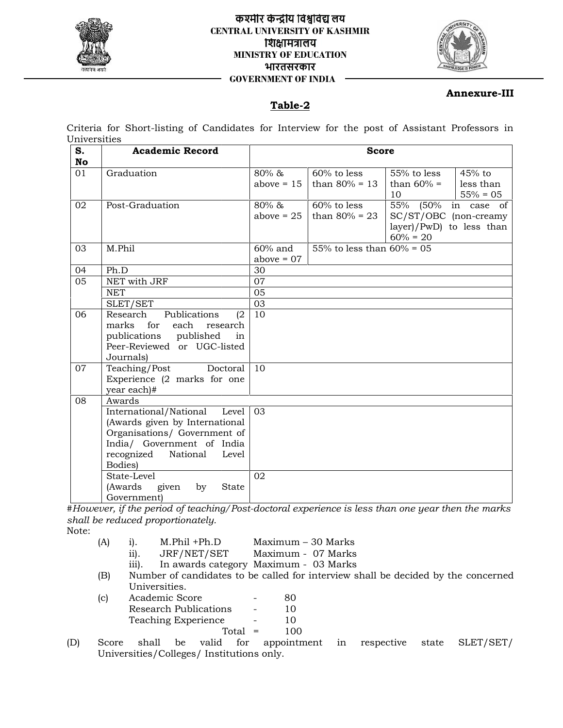कश्मीर केन्द्रीय विश्वविद्यालय
**CENTRAL UNIVERSITY OF KASHMIR**
शिक्षामंत्रालय
**MINISTRY OF EDUCATION**
भारतसरकार
**GOVERNMENT OF INDIA**

**Annexure-III**

## Table-2

Criteria for Short-listing of Candidates for Interview for the post of Assistant Professors in Universities

| S. No | Academic Record | Score | | | |
|---|---|---|---|---|---|
| 01 | Graduation | 80% & above = 15 | 60% to less than 80% = 13 | 55% to less than 60% = 10 | 45% to less than 55% = 05 |
| 02 | Post-Graduation | 80% & above = 25 | 60% to less than 80% = 23 | 55% (50% in case of SC/ST/OBC (non-creamy layer)/PwD) to less than 60% = 20 | |
| 03 | M.Phil | 60% and above = 07 | 55% to less than 60% = 05 | | |
| 04 | Ph.D | 30 | | | |
| 05 | NET with JRF | 07 | | | |
| | NET | 05 | | | |
| | SLET/SET | 03 | | | |
| 06 | Research Publications (2 marks for each research publications published in Peer-Reviewed or UGC-listed Journals) | 10 | | | |
| 07 | Teaching/Post Doctoral Experience (2 marks for one year each)# | 10 | | | |
| 08 | Awards | | | | |
| | International/National Level (Awards given by International Organisations/ Government of India/ Government of India recognized National Level Bodies) | 03 | | | |
| | State-Level (Awards given by State Government) | 02 | | | |

*#However, if the period of teaching/Post-doctoral experience is less than one year then the marks shall be reduced proportionately.*

Note:

(A) i). M.Phil +Ph.D Maximum – 30 Marks
ii). JRF/NET/SET Maximum - 07 Marks
iii). In awards category Maximum - 03 Marks

(B) Number of candidates to be called for interview shall be decided by the concerned Universities.

(c) Academic Score - 80
Research Publications - 10
Teaching Experience - 10
Total = 100

(D) Score shall be valid for appointment in respective state SLET/SET/ Universities/Colleges/ Institutions only.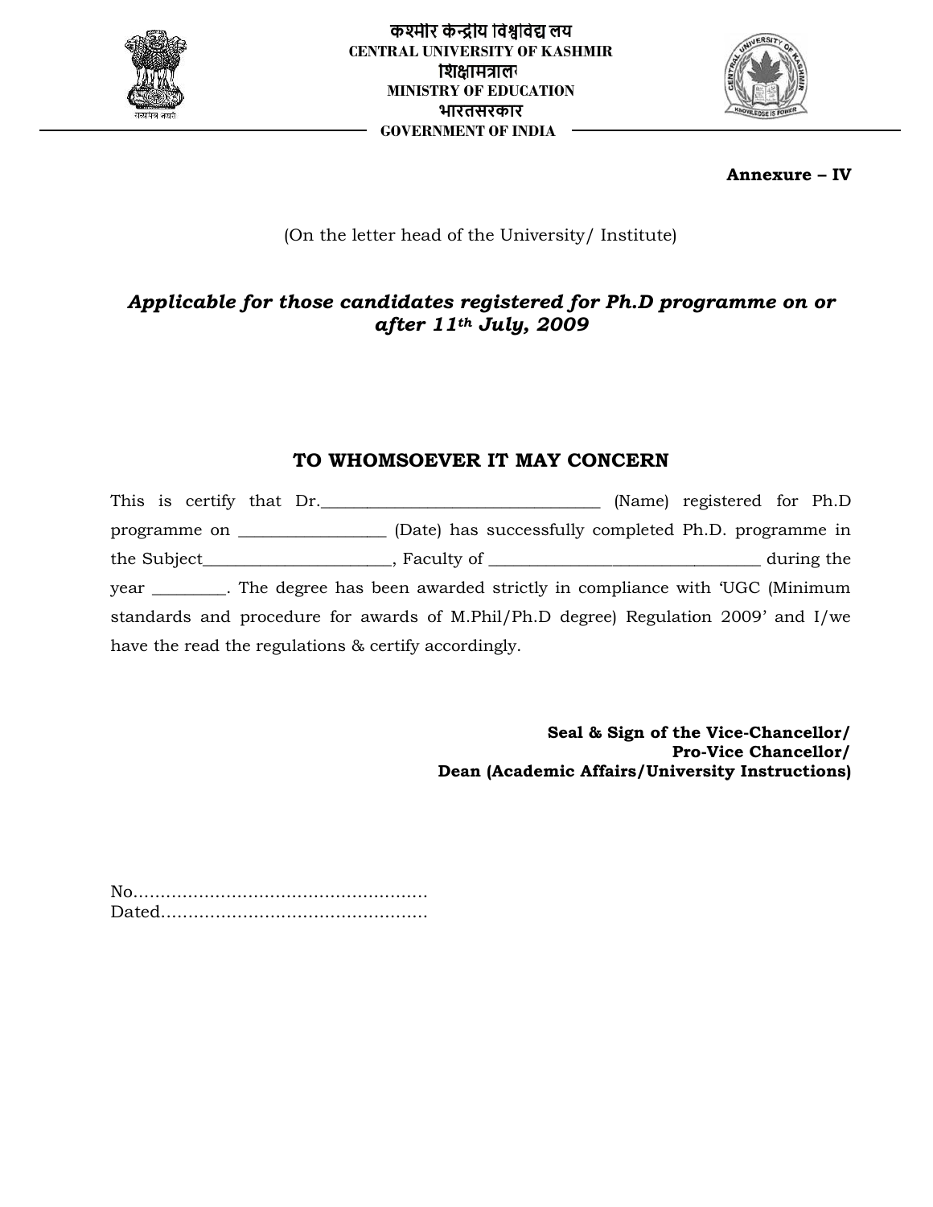कश्मीर केन्द्रीय विश्वविद्यालय
**CENTRAL UNIVERSITY OF KASHMIR**
शिक्षामंत्रालय
**MINISTRY OF EDUCATION**
भारतसरकार
**GOVERNMENT OF INDIA**

**Annexure – IV**

(On the letter head of the University/ Institute)

***Applicable for those candidates registered for Ph.D programme on or after 11th July, 2009***

## TO WHOMSOEVER IT MAY CONCERN

This is certify that Dr.________________________________ (Name) registered for Ph.D programme on _________________ (Date) has successfully completed Ph.D. programme in the Subject______________________, Faculty of _______________________________ during the year ________. The degree has been awarded strictly in compliance with 'UGC (Minimum standards and procedure for awards of M.Phil/Ph.D degree) Regulation 2009' and I/we have the read the regulations & certify accordingly.

**Seal & Sign of the Vice-Chancellor/**
**Pro-Vice Chancellor/**
**Dean (Academic Affairs/University Instructions)**

No.....................................................
Dated.................................................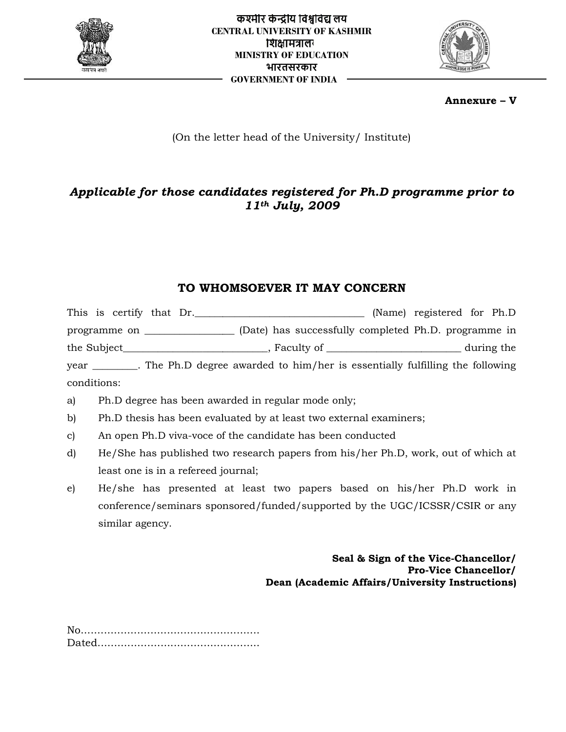कश्मीर केन्द्रीय विश्वविद्यालय
**CENTRAL UNIVERSITY OF KASHMIR**
शिक्षामंत्रालय
**MINISTRY OF EDUCATION**
भारतसरकार
**GOVERNMENT OF INDIA**

**Annexure – V**

(On the letter head of the University/ Institute)

***Applicable for those candidates registered for Ph.D programme prior to 11th July, 2009***

## TO WHOMSOEVER IT MAY CONCERN

This is certify that Dr.________________________________ (Name) registered for Ph.D programme on ________________ (Date) has successfully completed Ph.D. programme in the Subject___________________________, Faculty of _________________________ during the year ________. The Ph.D degree awarded to him/her is essentially fulfilling the following conditions:

a) Ph.D degree has been awarded in regular mode only;
b) Ph.D thesis has been evaluated by at least two external examiners;
c) An open Ph.D viva-voce of the candidate has been conducted
d) He/She has published two research papers from his/her Ph.D, work, out of which at least one is in a refereed journal;
e) He/she has presented at least two papers based on his/her Ph.D work in conference/seminars sponsored/funded/supported by the UGC/ICSSR/CSIR or any similar agency.

**Seal & Sign of the Vice-Chancellor/**
**Pro-Vice Chancellor/**
**Dean (Academic Affairs/University Instructions)**

No.......................................................
Dated................................................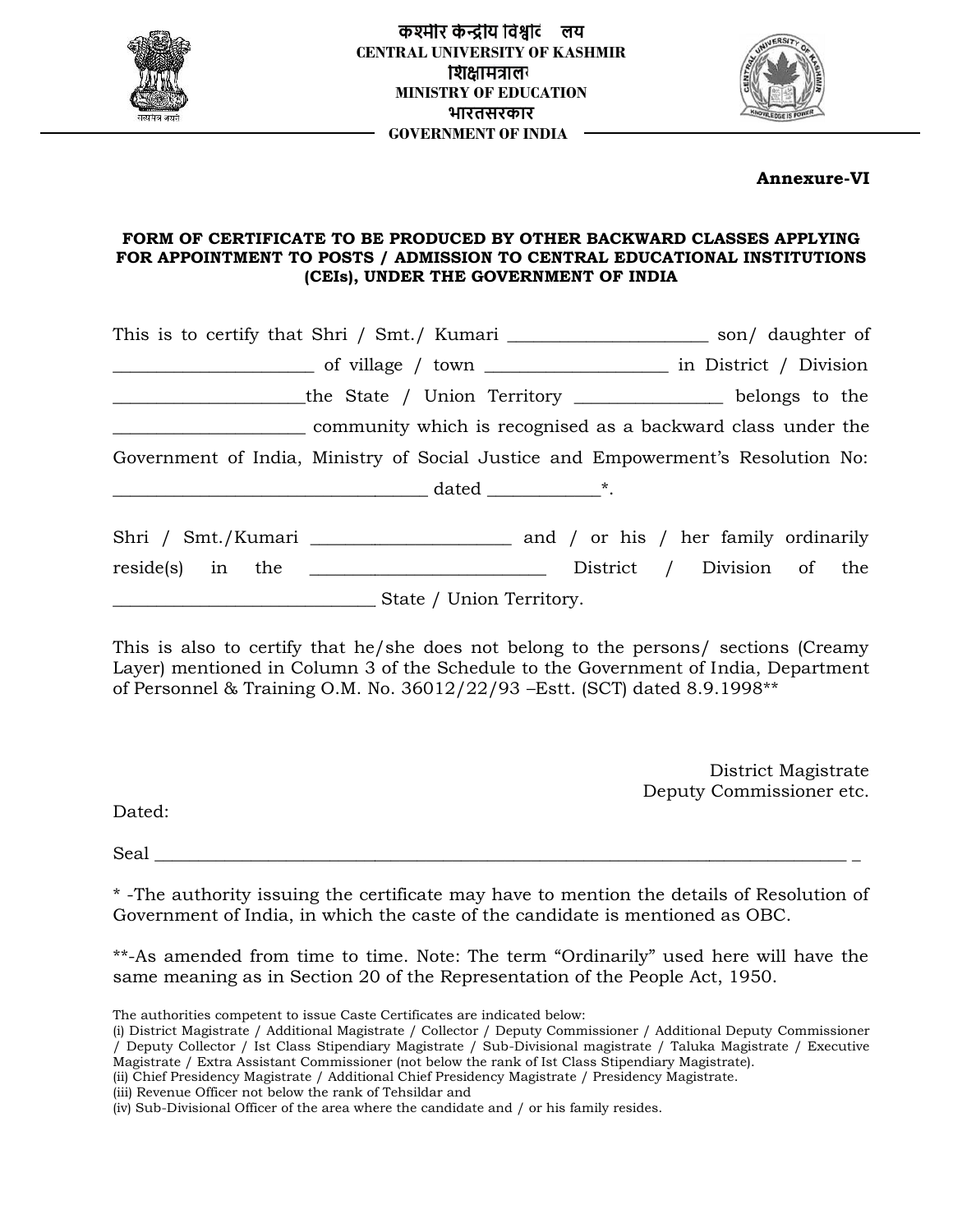कश्मीर केन्द्रीय विश्वविद्यालय
CENTRAL UNIVERSITY OF KASHMIR
शिक्षामंत्रालय
MINISTRY OF EDUCATION
भारतसरकार
GOVERNMENT OF INDIA

**Annexure-VI**

**FORM OF CERTIFICATE TO BE PRODUCED BY OTHER BACKWARD CLASSES APPLYING FOR APPOINTMENT TO POSTS / ADMISSION TO CENTRAL EDUCATIONAL INSTITUTIONS (CEIs), UNDER THE GOVERNMENT OF INDIA**

This is to certify that Shri / Smt./ Kumari ______________________ son/ daughter of ______________________ of village / town ____________________ in District / Division _____________________the State / Union Territory ________________ belongs to the _____________________ community which is recognised as a backward class under the Government of India, Ministry of Social Justice and Empowerment's Resolution No: ___________________________________ dated _____________*.

Shri / Smt./Kumari ______________________ and / or his / her family ordinarily reside(s) in the __________________________ District / Division of the _____________________________ State / Union Territory.

This is also to certify that he/she does not belong to the persons/ sections (Creamy Layer) mentioned in Column 3 of the Schedule to the Government of India, Department of Personnel & Training O.M. No. 36012/22/93 –Estt. (SCT) dated 8.9.1998**

District Magistrate
Deputy Commissioner etc.

Dated:

Seal ______________________________________________________________________________

* -The authority issuing the certificate may have to mention the details of Resolution of Government of India, in which the caste of the candidate is mentioned as OBC.

**-As amended from time to time. Note: The term "Ordinarily" used here will have the same meaning as in Section 20 of the Representation of the People Act, 1950.

The authorities competent to issue Caste Certificates are indicated below:
(i) District Magistrate / Additional Magistrate / Collector / Deputy Commissioner / Additional Deputy Commissioner / Deputy Collector / Ist Class Stipendiary Magistrate / Sub-Divisional magistrate / Taluka Magistrate / Executive Magistrate / Extra Assistant Commissioner (not below the rank of Ist Class Stipendiary Magistrate).
(ii) Chief Presidency Magistrate / Additional Chief Presidency Magistrate / Presidency Magistrate.
(iii) Revenue Officer not below the rank of Tehsildar and
(iv) Sub-Divisional Officer of the area where the candidate and / or his family resides.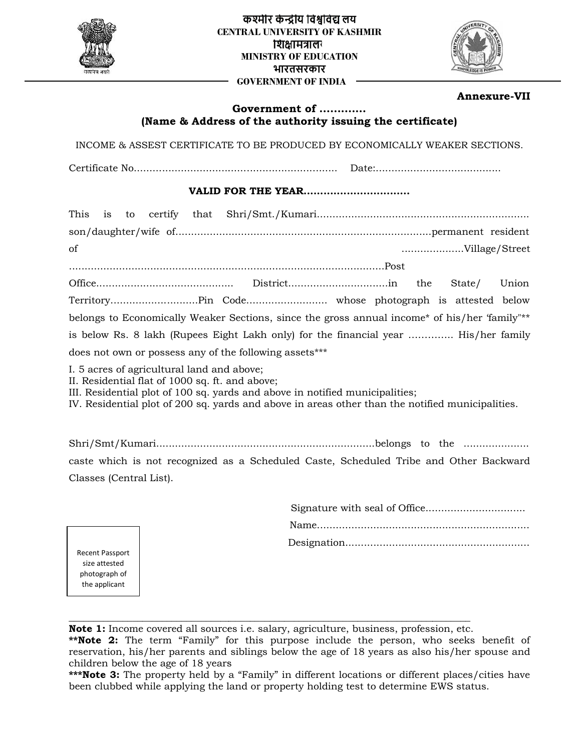कश्मीर केन्द्रीय विश्वविद्यालय
**CENTRAL UNIVERSITY OF KASHMIR**
शिक्षामंत्रालय
**MINISTRY OF EDUCATION**
भारतसरकार
**GOVERNMENT OF INDIA**

**Annexure-VII**

## Government of .............
## (Name & Address of the authority issuing the certificate)

INCOME & ASSEST CERTIFICATE TO BE PRODUCED BY ECONOMICALLY WEAKER SECTIONS.

Certificate No................................................................. Date:.......................................

**VALID FOR THE YEAR................................**

This is to certify that Shri/Smt./Kumari.................................................................... son/daughter/wife of.................................................................................permanent resident of ....................Village/Street ....................................................................................................Post Office........................................... District................................in the State/ Union Territory............................Pin Code.......................... whose photograph is attested below belongs to Economically Weaker Sections, since the gross annual income* of his/her 'family"** is below Rs. 8 lakh (Rupees Eight Lakh only) for the financial year ............. His/her family does not own or possess any of the following assets***

I. 5 acres of agricultural land and above;
II. Residential flat of 1000 sq. ft. and above;
III. Residential plot of 100 sq. yards and above in notified municipalities;
IV. Residential plot of 200 sq. yards and above in areas other than the notified municipalities.

Shri/Smt/Kumari......................................................................belongs to the ..................... caste which is not recognized as a Scheduled Caste, Scheduled Tribe and Other Backward Classes (Central List).

Signature with seal of Office................................
Name....................................................................
Designation...........................................................

Recent Passport size attested photograph of the applicant

---

**Note 1:** Income covered all sources i.e. salary, agriculture, business, profession, etc.
****Note 2:** The term "Family" for this purpose include the person, who seeks benefit of reservation, his/her parents and siblings below the age of 18 years as also his/her spouse and children below the age of 18 years
*****Note 3:** The property held by a "Family" in different locations or different places/cities have been clubbed while applying the land or property holding test to determine EWS status.